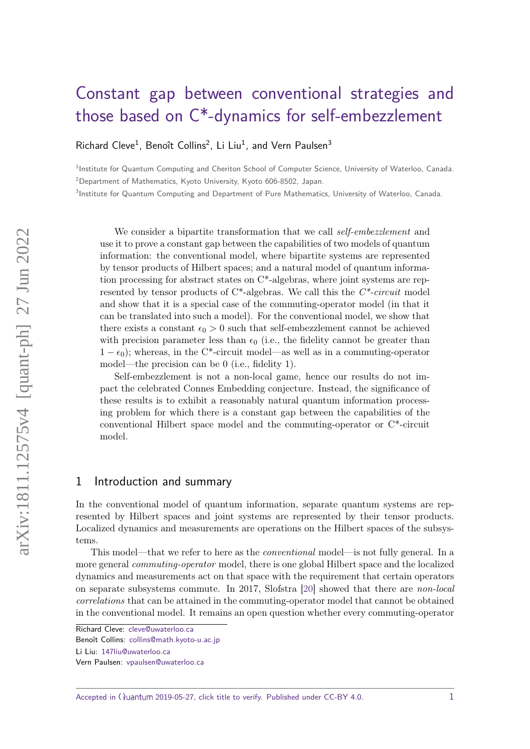# Constant gap between conventional strategies and those based on C*-dynamics for self-embezzlement

Richard Cleve[1], Benoît Collins[2], Li Liu[1], and Vern Paulsen[3]

[1]Institute for Quantum Computing and Cheriton School of Computer Science, University of Waterloo, Canada.
[2]Department of Mathematics, Kyoto University, Kyoto 606-8502, Japan.
[3]Institute for Quantum Computing and Department of Pure Mathematics, University of Waterloo, Canada.

We consider a bipartite transformation that we call *self-embezzlement* and use it to prove a constant gap between the capabilities of two models of quantum information: the conventional model, where bipartite systems are represented by tensor products of Hilbert spaces; and a natural model of quantum information processing for abstract states on C*-algebras, where joint systems are represented by tensor products of C*-algebras. We call this the *C\*-circuit* model and show that it is a special case of the commuting-operator model (in that it can be translated into such a model). For the conventional model, we show that there exists a constant $\epsilon_0 > 0$ such that self-embezzlement cannot be achieved with precision parameter less than $\epsilon_0$ (i.e., the fidelity cannot be greater than $1 - \epsilon_0$); whereas, in the C*-circuit model—as well as in a commuting-operator model—the precision can be 0 (i.e., fidelity 1).

Self-embezzlement is not a non-local game, hence our results do not impact the celebrated Connes Embedding conjecture. Instead, the significance of these results is to exhibit a reasonably natural quantum information processing problem for which there is a constant gap between the capabilities of the conventional Hilbert space model and the commuting-operator or C*-circuit model.

## 1 Introduction and summary

In the conventional model of quantum information, separate quantum systems are represented by Hilbert spaces and joint systems are represented by their tensor products. Localized dynamics and measurements are operations on the Hilbert spaces of the subsystems.

This model—that we refer to here as the *conventional* model—is not fully general. In a more general *commuting-operator* model, there is one global Hilbert space and the localized dynamics and measurements act on that space with the requirement that certain operators on separate subsystems commute. In 2017, Slofstra [20] showed that there are *non-local correlations* that can be attained in the commuting-operator model that cannot be obtained in the conventional model. It remains an open question whether every commuting-operator

Richard Cleve: cleve@uwaterloo.ca
Benoît Collins: collins@math.kyoto-u.ac.jp
Li Liu: 147liu@uwaterloo.ca
Vern Paulsen: vpaulsen@uwaterloo.ca

Accepted in Quantum 2019-05-27, click title to verify. Published under CC-BY 4.0.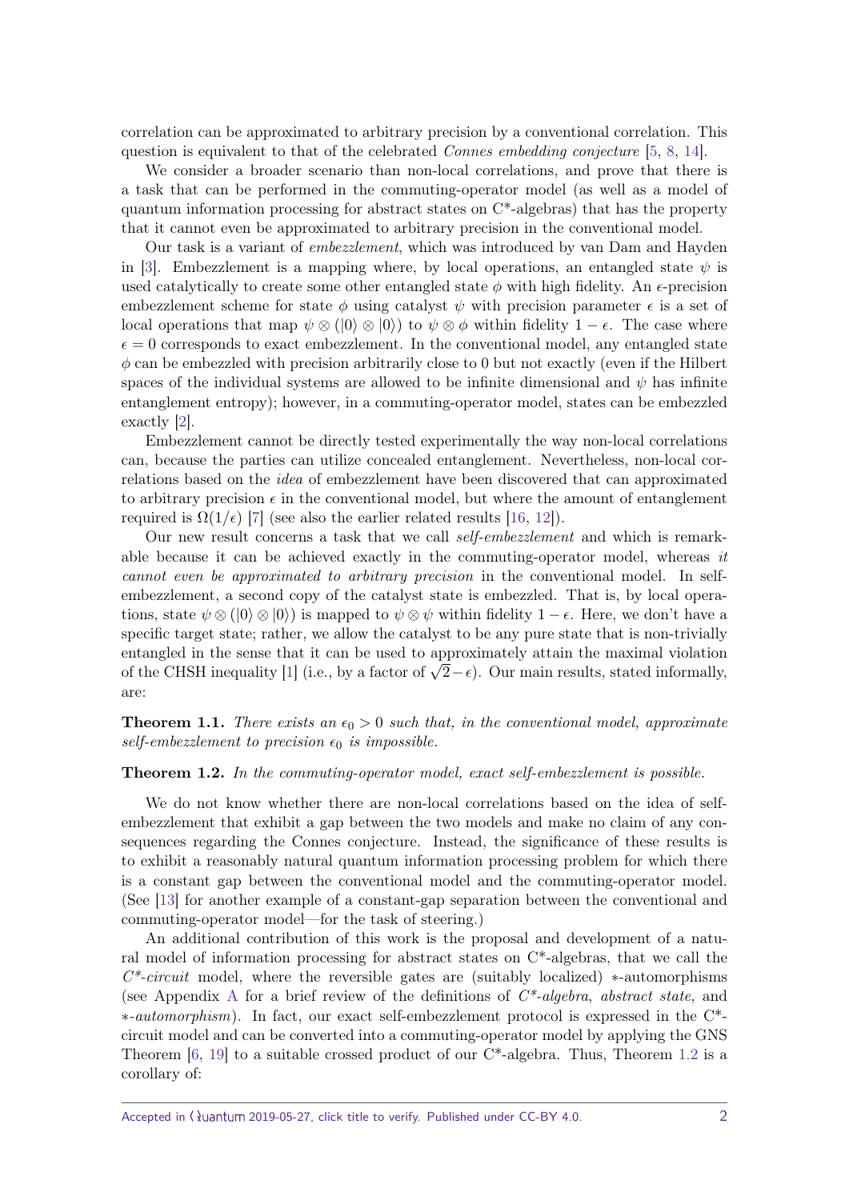correlation can be approximated to arbitrary precision by a conventional correlation. This question is equivalent to that of the celebrated *Connes embedding conjecture* [5, 8, 14].

We consider a broader scenario than non-local correlations, and prove that there is a task that can be performed in the commuting-operator model (as well as a model of quantum information processing for abstract states on C*-algebras) that has the property that it cannot even be approximated to arbitrary precision in the conventional model.

Our task is a variant of *embezzlement*, which was introduced by van Dam and Hayden in [3]. Embezzlement is a mapping where, by local operations, an entangled state $\psi$ is used catalytically to create some other entangled state $\phi$ with high fidelity. An $\epsilon$-precision embezzlement scheme for state $\phi$ using catalyst $\psi$ with precision parameter $\epsilon$ is a set of local operations that map $\psi \otimes (|0\rangle \otimes |0\rangle)$ to $\psi \otimes \phi$ within fidelity $1 - \epsilon$. The case where $\epsilon = 0$ corresponds to exact embezzlement. In the conventional model, any entangled state $\phi$ can be embezzled with precision arbitrarily close to 0 but not exactly (even if the Hilbert spaces of the individual systems are allowed to be infinite dimensional and $\psi$ has infinite entanglement entropy); however, in a commuting-operator model, states can be embezzled exactly [2].

Embezzlement cannot be directly tested experimentally the way non-local correlations can, because the parties can utilize concealed entanglement. Nevertheless, non-local correlations based on the *idea* of embezzlement have been discovered that can approximated to arbitrary precision $\epsilon$ in the conventional model, but where the amount of entanglement required is $\Omega(1/\epsilon)$ [7] (see also the earlier related results [16, 12]).

Our new result concerns a task that we call *self-embezzlement* and which is remarkable because it can be achieved exactly in the commuting-operator model, whereas *it cannot even be approximated to arbitrary precision* in the conventional model. In self-embezzlement, a second copy of the catalyst state is embezzled. That is, by local operations, state $\psi \otimes (|0\rangle \otimes |0\rangle)$ is mapped to $\psi \otimes \psi$ within fidelity $1 - \epsilon$. Here, we don't have a specific target state; rather, we allow the catalyst to be any pure state that is non-trivially entangled in the sense that it can be used to approximately attain the maximal violation of the CHSH inequality [1] (i.e., by a factor of $\sqrt{2} - \epsilon$). Our main results, stated informally, are:

**Theorem 1.1.** *There exists an $\epsilon_0 > 0$ such that, in the conventional model, approximate self-embezzlement to precision $\epsilon_0$ is impossible.*

**Theorem 1.2.** *In the commuting-operator model, exact self-embezzlement is possible.*

We do not know whether there are non-local correlations based on the idea of self-embezzlement that exhibit a gap between the two models and make no claim of any consequences regarding the Connes conjecture. Instead, the significance of these results is to exhibit a reasonably natural quantum information processing problem for which there is a constant gap between the conventional model and the commuting-operator model. (See [13] for another example of a constant-gap separation between the conventional and commuting-operator model—for the task of steering.)

An additional contribution of this work is the proposal and development of a natural model of information processing for abstract states on C*-algebras, that we call the *C\*-circuit* model, where the reversible gates are (suitably localized) $*$-automorphisms (see Appendix A for a brief review of the definitions of *C\*-algebra*, *abstract state*, and *$*$-automorphism*). In fact, our exact self-embezzlement protocol is expressed in the C*-circuit model and can be converted into a commuting-operator model by applying the GNS Theorem [6, 19] to a suitable crossed product of our C*-algebra. Thus, Theorem 1.2 is a corollary of: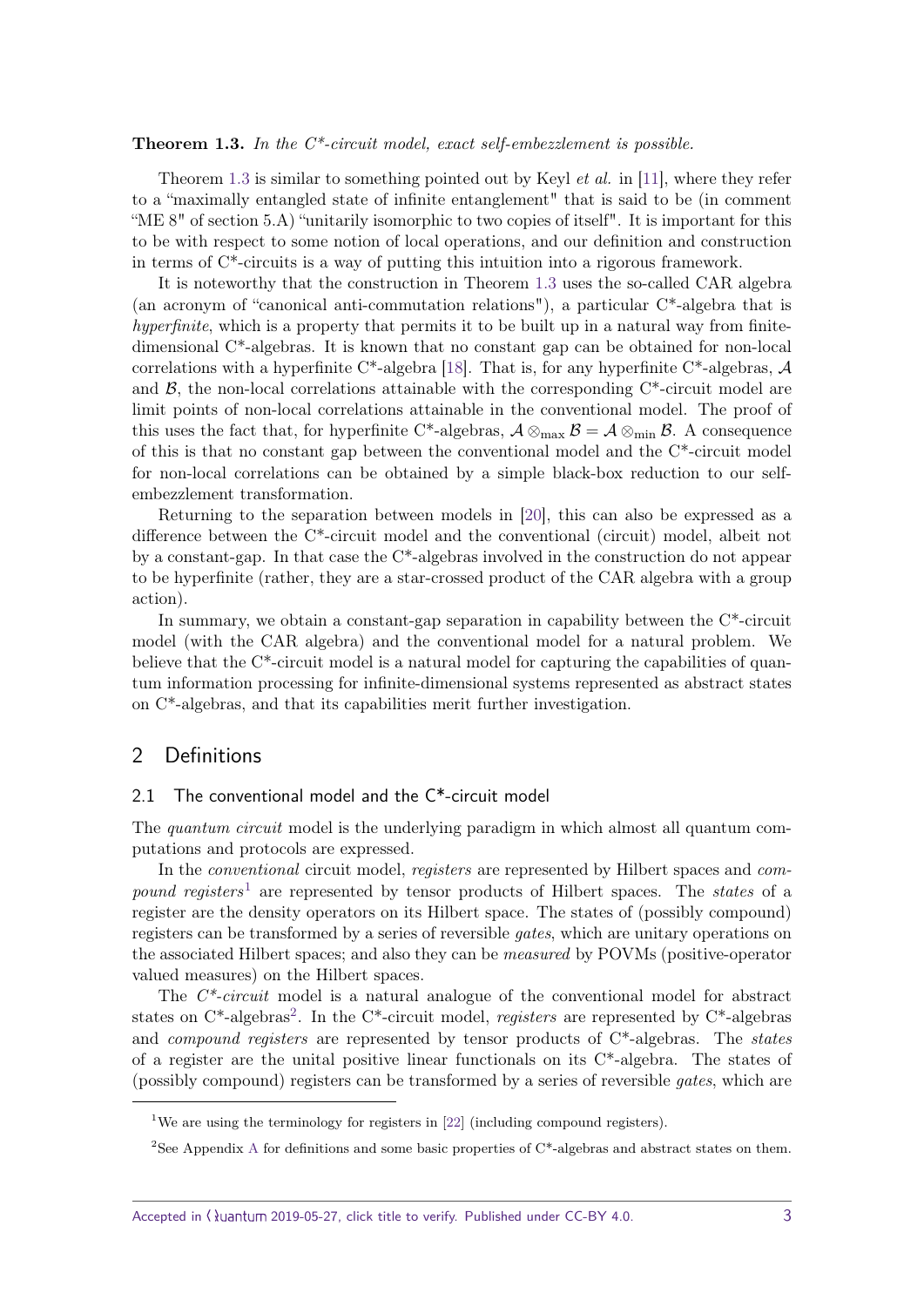**Theorem 1.3.** *In the C\*-circuit model, exact self-embezzlement is possible.*

Theorem 1.3 is similar to something pointed out by Keyl *et al.* in [11], where they refer to a "maximally entangled state of infinite entanglement" that is said to be (in comment "ME 8" of section 5.A) "unitarily isomorphic to two copies of itself". It is important for this to be with respect to some notion of local operations, and our definition and construction in terms of C\*-circuits is a way of putting this intuition into a rigorous framework.

It is noteworthy that the construction in Theorem 1.3 uses the so-called CAR algebra (an acronym of "canonical anti-commutation relations"), a particular C\*-algebra that is *hyperfinite*, which is a property that permits it to be built up in a natural way from finite-dimensional C\*-algebras. It is known that no constant gap can be obtained for non-local correlations with a hyperfinite C\*-algebra [18]. That is, for any hyperfinite C\*-algebras, $\mathcal{A}$ and $\mathcal{B}$, the non-local correlations attainable with the corresponding C\*-circuit model are limit points of non-local correlations attainable in the conventional model. The proof of this uses the fact that, for hyperfinite C\*-algebras, $\mathcal{A} \otimes_{\max} \mathcal{B} = \mathcal{A} \otimes_{\min} \mathcal{B}$. A consequence of this is that no constant gap between the conventional model and the C\*-circuit model for non-local correlations can be obtained by a simple black-box reduction to our self-embezzlement transformation.

Returning to the separation between models in [20], this can also be expressed as a difference between the C\*-circuit model and the conventional (circuit) model, albeit not by a constant-gap. In that case the C\*-algebras involved in the construction do not appear to be hyperfinite (rather, they are a star-crossed product of the CAR algebra with a group action).

In summary, we obtain a constant-gap separation in capability between the C\*-circuit model (with the CAR algebra) and the conventional model for a natural problem. We believe that the C\*-circuit model is a natural model for capturing the capabilities of quantum information processing for infinite-dimensional systems represented as abstract states on C\*-algebras, and that its capabilities merit further investigation.

## 2 Definitions

### 2.1 The conventional model and the C\*-circuit model

The *quantum circuit* model is the underlying paradigm in which almost all quantum computations and protocols are expressed.

In the *conventional* circuit model, *registers* are represented by Hilbert spaces and *compound registers*[1] are represented by tensor products of Hilbert spaces. The *states* of a register are the density operators on its Hilbert space. The states of (possibly compound) registers can be transformed by a series of reversible *gates*, which are unitary operations on the associated Hilbert spaces; and also they can be *measured* by POVMs (positive-operator valued measures) on the Hilbert spaces.

The *C\*-circuit* model is a natural analogue of the conventional model for abstract states on C\*-algebras[2]. In the C\*-circuit model, *registers* are represented by C\*-algebras and *compound registers* are represented by tensor products of C\*-algebras. The *states* of a register are the unital positive linear functionals on its C\*-algebra. The states of (possibly compound) registers can be transformed by a series of reversible *gates*, which are

[1] We are using the terminology for registers in [22] (including compound registers).

[2] See Appendix A for definitions and some basic properties of C\*-algebras and abstract states on them.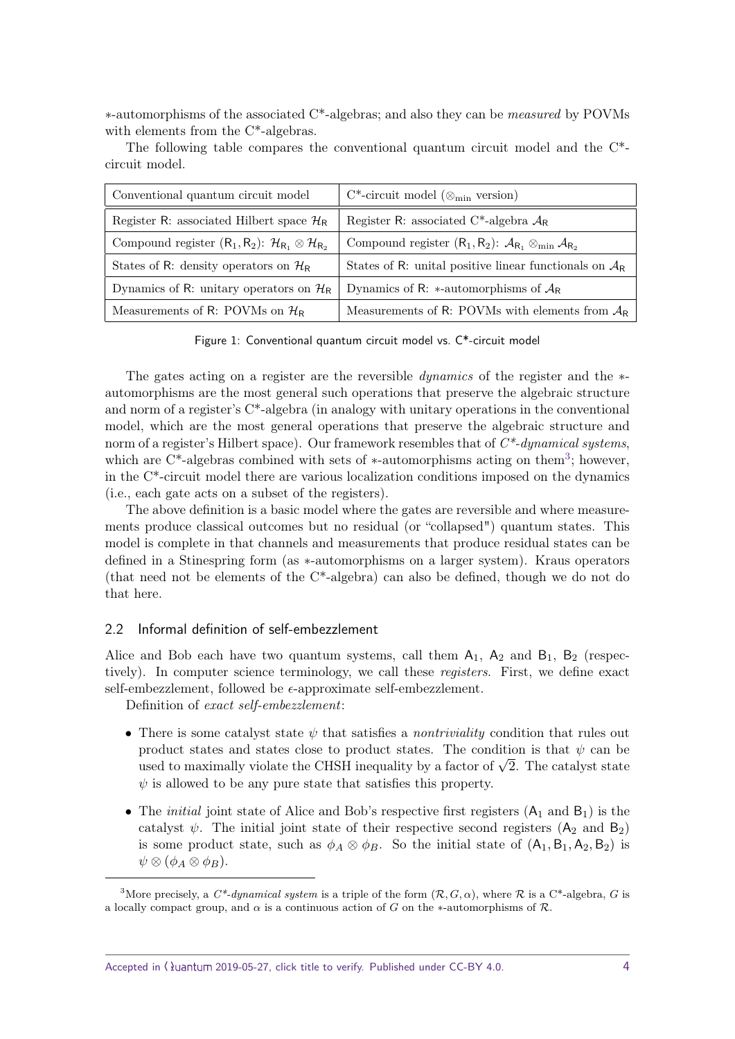∗-automorphisms of the associated C*-algebras; and also they can be *measured* by POVMs with elements from the C*-algebras.

The following table compares the conventional quantum circuit model and the C*-circuit model.

| Conventional quantum circuit model | C*-circuit model ($\otimes_{\min}$ version) |
|---|---|
| Register $\mathsf{R}$: associated Hilbert space $\mathcal{H}_{\mathsf{R}}$ | Register $\mathsf{R}$: associated C*-algebra $\mathcal{A}_{\mathsf{R}}$ |
| Compound register $(\mathsf{R}_1, \mathsf{R}_2)$: $\mathcal{H}_{\mathsf{R}_1} \otimes \mathcal{H}_{\mathsf{R}_2}$ | Compound register $(\mathsf{R}_1, \mathsf{R}_2)$: $\mathcal{A}_{\mathsf{R}_1} \otimes_{\min} \mathcal{A}_{\mathsf{R}_2}$ |
| States of $\mathsf{R}$: density operators on $\mathcal{H}_{\mathsf{R}}$ | States of $\mathsf{R}$: unital positive linear functionals on $\mathcal{A}_{\mathsf{R}}$ |
| Dynamics of $\mathsf{R}$: unitary operators on $\mathcal{H}_{\mathsf{R}}$ | Dynamics of $\mathsf{R}$: ∗-automorphisms of $\mathcal{A}_{\mathsf{R}}$ |
| Measurements of $\mathsf{R}$: POVMs on $\mathcal{H}_{\mathsf{R}}$ | Measurements of $\mathsf{R}$: POVMs with elements from $\mathcal{A}_{\mathsf{R}}$ |

Figure 1: Conventional quantum circuit model vs. C*-circuit model

The gates acting on a register are the reversible *dynamics* of the register and the ∗-automorphisms are the most general such operations that preserve the algebraic structure and norm of a register's C*-algebra (in analogy with unitary operations in the conventional model, which are the most general operations that preserve the algebraic structure and norm of a register's Hilbert space). Our framework resembles that of *C*-dynamical systems*, which are C*-algebras combined with sets of ∗-automorphisms acting on them[3]; however, in the C*-circuit model there are various localization conditions imposed on the dynamics (i.e., each gate acts on a subset of the registers).

The above definition is a basic model where the gates are reversible and where measurements produce classical outcomes but no residual (or "collapsed") quantum states. This model is complete in that channels and measurements that produce residual states can be defined in a Stinespring form (as ∗-automorphisms on a larger system). Kraus operators (that need not be elements of the C*-algebra) can also be defined, though we do not do that here.

### 2.2 Informal definition of self-embezzlement

Alice and Bob each have two quantum systems, call them $\mathsf{A}_1$, $\mathsf{A}_2$ and $\mathsf{B}_1$, $\mathsf{B}_2$ (respectively). In computer science terminology, we call these *registers*. First, we define exact self-embezzlement, followed be $\epsilon$-approximate self-embezzlement.

Definition of *exact self-embezzlement*:

- There is some catalyst state $\psi$ that satisfies a *nontriviality* condition that rules out product states and states close to product states. The condition is that $\psi$ can be used to maximally violate the CHSH inequality by a factor of $\sqrt{2}$. The catalyst state $\psi$ is allowed to be any pure state that satisfies this property.
- The *initial* joint state of Alice and Bob's respective first registers ($\mathsf{A}_1$ and $\mathsf{B}_1$) is the catalyst $\psi$. The initial joint state of their respective second registers ($\mathsf{A}_2$ and $\mathsf{B}_2$) is some product state, such as $\phi_A \otimes \phi_B$. So the initial state of $(\mathsf{A}_1, \mathsf{B}_1, \mathsf{A}_2, \mathsf{B}_2)$ is $\psi \otimes (\phi_A \otimes \phi_B)$.

[3] More precisely, a *C*-dynamical system* is a triple of the form $(\mathcal{R}, G, \alpha)$, where $\mathcal{R}$ is a C*-algebra, $G$ is a locally compact group, and $\alpha$ is a continuous action of $G$ on the ∗-automorphisms of $\mathcal{R}$.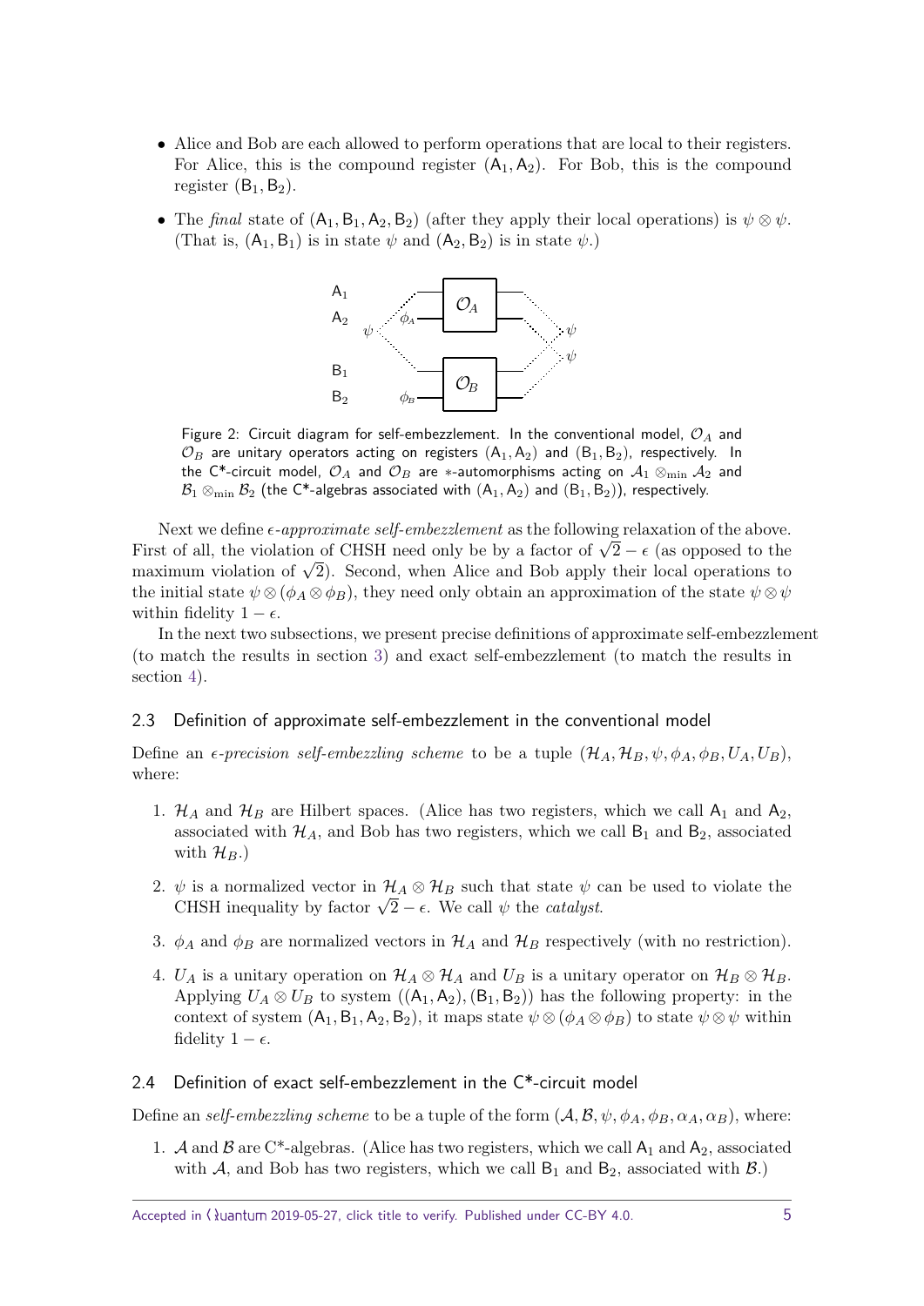- Alice and Bob are each allowed to perform operations that are local to their registers. For Alice, this is the compound register $(\mathsf{A}_1, \mathsf{A}_2)$. For Bob, this is the compound register $(\mathsf{B}_1, \mathsf{B}_2)$.
- The *final* state of $(\mathsf{A}_1, \mathsf{B}_1, \mathsf{A}_2, \mathsf{B}_2)$ (after they apply their local operations) is $\psi \otimes \psi$. (That is, $(\mathsf{A}_1, \mathsf{B}_1)$ is in state $\psi$ and $(\mathsf{A}_2, \mathsf{B}_2)$ is in state $\psi$.)

$\mathsf{A}_1$

$\mathsf{A}_2$

$\psi$

$\phi_A$

$\mathcal{O}_A$

$\psi$

$\psi$

$\mathsf{B}_1$

$\mathsf{B}_2$

$\phi_B$

$\mathcal{O}_B$

Figure 2: Circuit diagram for self-embezzlement. In the conventional model, $\mathcal{O}_A$ and $\mathcal{O}_B$ are unitary operators acting on registers $(\mathsf{A}_1, \mathsf{A}_2)$ and $(\mathsf{B}_1, \mathsf{B}_2)$, respectively. In the C*-circuit model, $\mathcal{O}_A$ and $\mathcal{O}_B$ are $*$-automorphisms acting on $\mathcal{A}_1 \otimes_{\min} \mathcal{A}_2$ and $\mathcal{B}_1 \otimes_{\min} \mathcal{B}_2$ (the C*-algebras associated with $(\mathsf{A}_1, \mathsf{A}_2)$ and $(\mathsf{B}_1, \mathsf{B}_2)$), respectively.

Next we define $\epsilon$-*approximate self-embezzlement* as the following relaxation of the above. First of all, the violation of CHSH need only be by a factor of $\sqrt{2} - \epsilon$ (as opposed to the maximum violation of $\sqrt{2}$). Second, when Alice and Bob apply their local operations to the initial state $\psi \otimes (\phi_A \otimes \phi_B)$, they need only obtain an approximation of the state $\psi \otimes \psi$ within fidelity $1 - \epsilon$.

In the next two subsections, we present precise definitions of approximate self-embezzlement (to match the results in section 3) and exact self-embezzlement (to match the results in section 4).

### 2.3 Definition of approximate self-embezzlement in the conventional model

Define an $\epsilon$-*precision self-embezzling scheme* to be a tuple $(\mathcal{H}_A, \mathcal{H}_B, \psi, \phi_A, \phi_B, U_A, U_B)$, where:

1. $\mathcal{H}_A$ and $\mathcal{H}_B$ are Hilbert spaces. (Alice has two registers, which we call $\mathsf{A}_1$ and $\mathsf{A}_2$, associated with $\mathcal{H}_A$, and Bob has two registers, which we call $\mathsf{B}_1$ and $\mathsf{B}_2$, associated with $\mathcal{H}_B$.)
2. $\psi$ is a normalized vector in $\mathcal{H}_A \otimes \mathcal{H}_B$ such that state $\psi$ can be used to violate the CHSH inequality by factor $\sqrt{2} - \epsilon$. We call $\psi$ the *catalyst*.
3. $\phi_A$ and $\phi_B$ are normalized vectors in $\mathcal{H}_A$ and $\mathcal{H}_B$ respectively (with no restriction).
4. $U_A$ is a unitary operation on $\mathcal{H}_A \otimes \mathcal{H}_A$ and $U_B$ is a unitary operator on $\mathcal{H}_B \otimes \mathcal{H}_B$. Applying $U_A \otimes U_B$ to system $((\mathsf{A}_1, \mathsf{A}_2), (\mathsf{B}_1, \mathsf{B}_2))$ has the following property: in the context of system $(\mathsf{A}_1, \mathsf{B}_1, \mathsf{A}_2, \mathsf{B}_2)$, it maps state $\psi \otimes (\phi_A \otimes \phi_B)$ to state $\psi \otimes \psi$ within fidelity $1 - \epsilon$.

### 2.4 Definition of exact self-embezzlement in the C*-circuit model

Define an *self-embezzling scheme* to be a tuple of the form $(\mathcal{A}, \mathcal{B}, \psi, \phi_A, \phi_B, \alpha_A, \alpha_B)$, where:

1. $\mathcal{A}$ and $\mathcal{B}$ are C*-algebras. (Alice has two registers, which we call $\mathsf{A}_1$ and $\mathsf{A}_2$, associated with $\mathcal{A}$, and Bob has two registers, which we call $\mathsf{B}_1$ and $\mathsf{B}_2$, associated with $\mathcal{B}$.)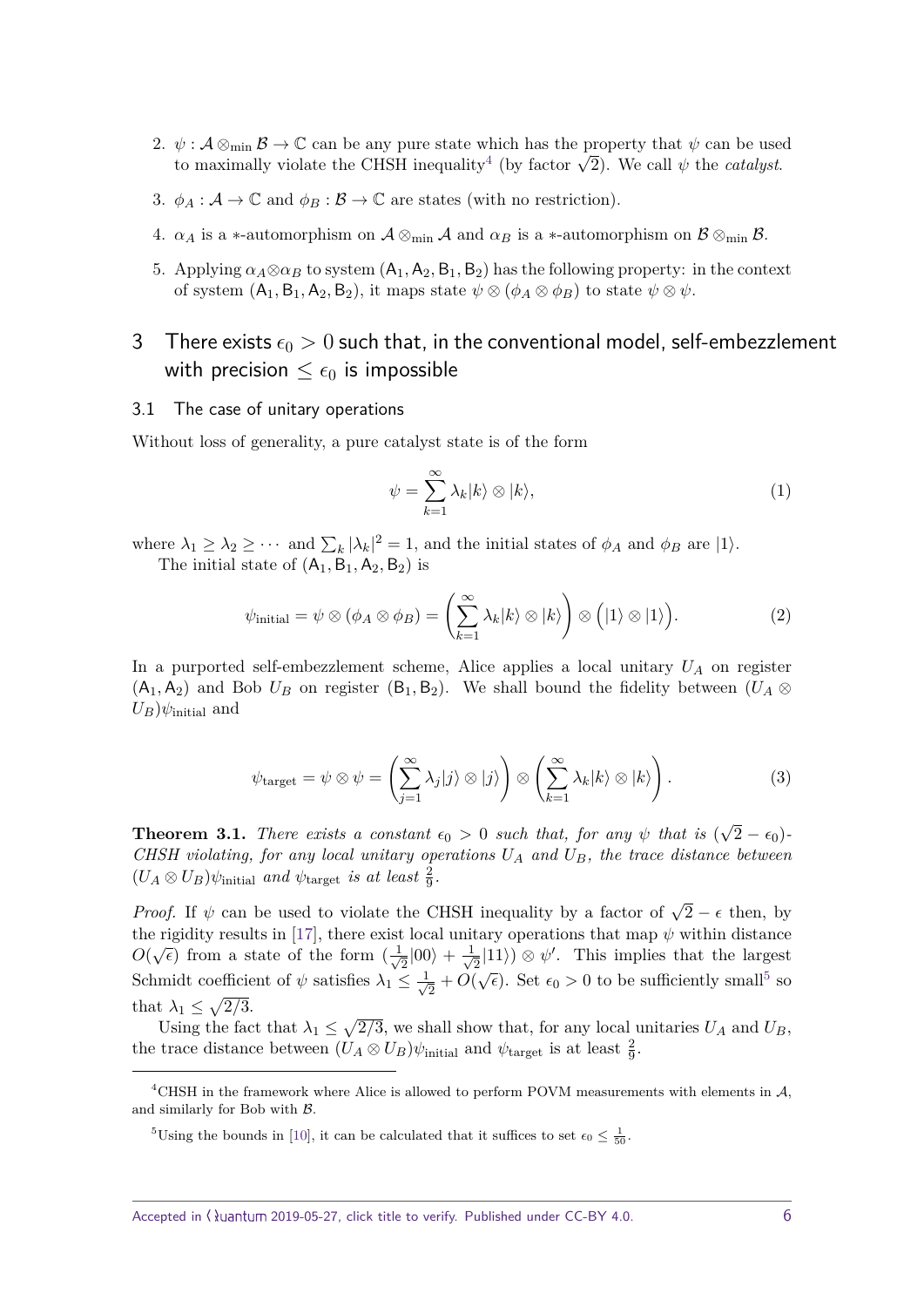2. $\psi : \mathcal{A} \otimes_{\min} \mathcal{B} \to \mathbb{C}$ can be any pure state which has the property that $\psi$ can be used to maximally violate the CHSH inequality[4] (by factor $\sqrt{2}$). We call $\psi$ the *catalyst*.
3. $\phi_A : \mathcal{A} \to \mathbb{C}$ and $\phi_B : \mathcal{B} \to \mathbb{C}$ are states (with no restriction).
4. $\alpha_A$ is a $*$-automorphism on $\mathcal{A} \otimes_{\min} \mathcal{A}$ and $\alpha_B$ is a $*$-automorphism on $\mathcal{B} \otimes_{\min} \mathcal{B}$.
5. Applying $\alpha_A \otimes \alpha_B$ to system $(\mathsf{A}_1, \mathsf{A}_2, \mathsf{B}_1, \mathsf{B}_2)$ has the following property: in the context of system $(\mathsf{A}_1, \mathsf{B}_1, \mathsf{A}_2, \mathsf{B}_2)$, it maps state $\psi \otimes (\phi_A \otimes \phi_B)$ to state $\psi \otimes \psi$.

## 3 There exists $\epsilon_0 > 0$ such that, in the conventional model, self-embezzlement with precision $\leq \epsilon_0$ is impossible

### 3.1 The case of unitary operations

Without loss of generality, a pure catalyst state is of the form

$$\psi = \sum_{k=1}^{\infty} \lambda_k |k\rangle \otimes |k\rangle, \tag{1}$$

where $\lambda_1 \geq \lambda_2 \geq \cdots$ and $\sum_k |\lambda_k|^2 = 1$, and the initial states of $\phi_A$ and $\phi_B$ are $|1\rangle$.

The initial state of $(\mathsf{A}_1, \mathsf{B}_1, \mathsf{A}_2, \mathsf{B}_2)$ is

$$\psi_{\text{initial}} = \psi \otimes (\phi_A \otimes \phi_B) = \left( \sum_{k=1}^{\infty} \lambda_k |k\rangle \otimes |k\rangle \right) \otimes \Big( |1\rangle \otimes |1\rangle \Big). \tag{2}$$

In a purported self-embezzlement scheme, Alice applies a local unitary $U_A$ on register $(\mathsf{A}_1, \mathsf{A}_2)$ and Bob $U_B$ on register $(\mathsf{B}_1, \mathsf{B}_2)$. We shall bound the fidelity between $(U_A \otimes U_B)\psi_{\text{initial}}$ and

$$\psi_{\text{target}} = \psi \otimes \psi = \left( \sum_{j=1}^{\infty} \lambda_j |j\rangle \otimes |j\rangle \right) \otimes \left( \sum_{k=1}^{\infty} \lambda_k |k\rangle \otimes |k\rangle \right). \tag{3}$$

**Theorem 3.1.** *There exists a constant $\epsilon_0 > 0$ such that, for any $\psi$ that is $(\sqrt{2} - \epsilon_0)$-CHSH violating, for any local unitary operations $U_A$ and $U_B$, the trace distance between $(U_A \otimes U_B)\psi_{\text{initial}}$ and $\psi_{\text{target}}$ is at least $\frac{2}{9}$.*

*Proof.* If $\psi$ can be used to violate the CHSH inequality by a factor of $\sqrt{2} - \epsilon$ then, by the rigidity results in [17], there exist local unitary operations that map $\psi$ within distance $O(\sqrt{\epsilon})$ from a state of the form $(\frac{1}{\sqrt{2}}|00\rangle + \frac{1}{\sqrt{2}}|11\rangle) \otimes \psi'$. This implies that the largest Schmidt coefficient of $\psi$ satisfies $\lambda_1 \leq \frac{1}{\sqrt{2}} + O(\sqrt{\epsilon})$. Set $\epsilon_0 > 0$ to be sufficiently small[5] so that $\lambda_1 \leq \sqrt{2/3}$.

Using the fact that $\lambda_1 \leq \sqrt{2/3}$, we shall show that, for any local unitaries $U_A$ and $U_B$, the trace distance between $(U_A \otimes U_B)\psi_{\text{initial}}$ and $\psi_{\text{target}}$ is at least $\frac{2}{9}$.

[4] CHSH in the framework where Alice is allowed to perform POVM measurements with elements in $\mathcal{A}$, and similarly for Bob with $\mathcal{B}$.

[5] Using the bounds in [10], it can be calculated that it suffices to set $\epsilon_0 \leq \frac{1}{50}$.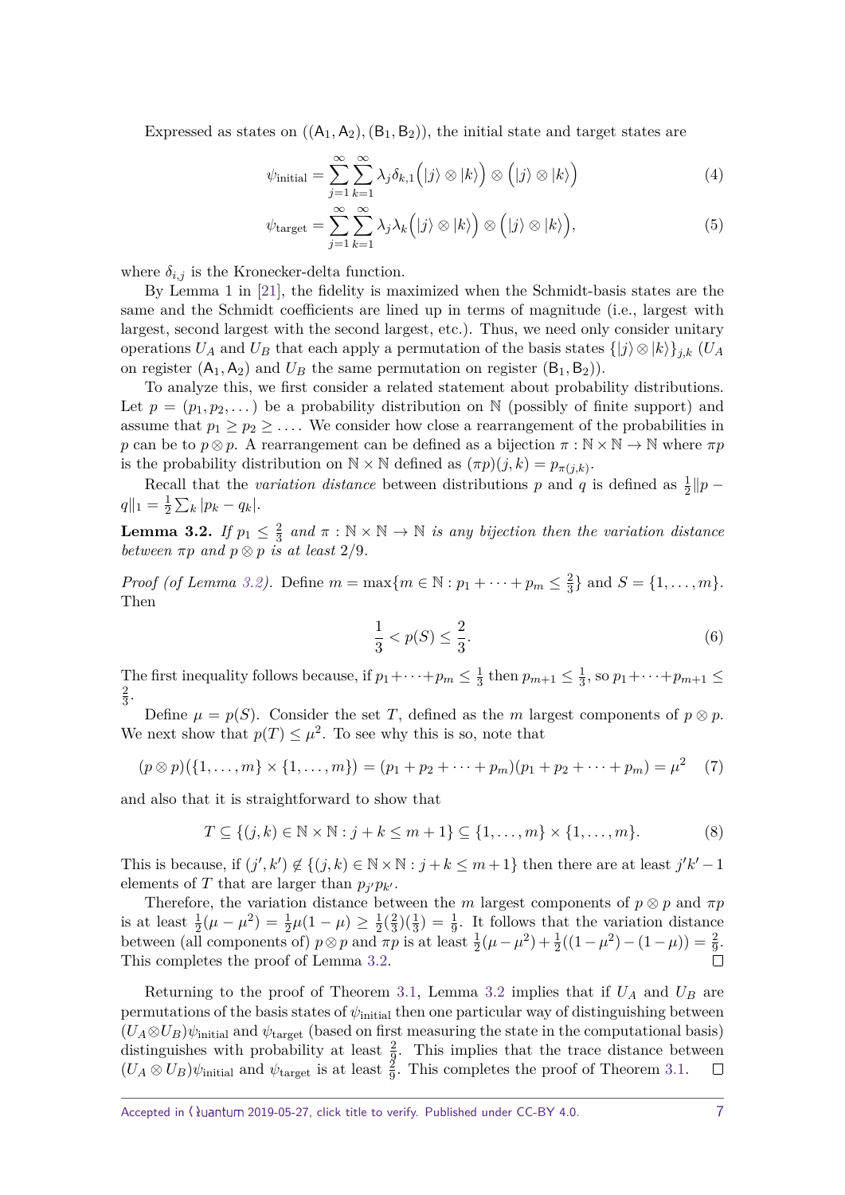Expressed as states on $((\mathsf{A}_1, \mathsf{A}_2), (\mathsf{B}_1, \mathsf{B}_2))$, the initial state and target states are

$$\psi_{\text{initial}} = \sum_{j=1}^{\infty} \sum_{k=1}^{\infty} \lambda_j \delta_{k,1} \Big( |j\rangle \otimes |k\rangle \Big) \otimes \Big( |j\rangle \otimes |k\rangle \Big) \tag{4}$$

$$\psi_{\text{target}} = \sum_{j=1}^{\infty} \sum_{k=1}^{\infty} \lambda_j \lambda_k \Big( |j\rangle \otimes |k\rangle \Big) \otimes \Big( |j\rangle \otimes |k\rangle \Big), \tag{5}$$

where $\delta_{i,j}$ is the Kronecker-delta function.

By Lemma 1 in [21], the fidelity is maximized when the Schmidt-basis states are the same and the Schmidt coefficients are lined up in terms of magnitude (i.e., largest with largest, second largest with the second largest, etc.). Thus, we need only consider unitary operations $U_A$ and $U_B$ that each apply a permutation of the basis states $\{|j\rangle \otimes |k\rangle\}_{j,k}$ ($U_A$ on register $(\mathsf{A}_1, \mathsf{A}_2)$ and $U_B$ the same permutation on register $(\mathsf{B}_1, \mathsf{B}_2)$).

To analyze this, we first consider a related statement about probability distributions. Let $p = (p_1, p_2, \dots)$ be a probability distribution on $\mathbb{N}$ (possibly of finite support) and assume that $p_1 \geq p_2 \geq \dots$. We consider how close a rearrangement of the probabilities in $p$ can be to $p \otimes p$. A rearrangement can be defined as a bijection $\pi : \mathbb{N} \times \mathbb{N} \to \mathbb{N}$ where $\pi p$ is the probability distribution on $\mathbb{N} \times \mathbb{N}$ defined as $(\pi p)(j,k) = p_{\pi(j,k)}$.

Recall that the *variation distance* between distributions $p$ and $q$ is defined as $\frac{1}{2}\|p - q\|_1 = \frac{1}{2}\sum_k |p_k - q_k|$.

**Lemma 3.2.** *If $p_1 \leq \frac{2}{3}$ and $\pi : \mathbb{N} \times \mathbb{N} \to \mathbb{N}$ is any bijection then the variation distance between $\pi p$ and $p \otimes p$ is at least $2/9$.*

*Proof (of Lemma 3.2).* Define $m = \max\{m \in \mathbb{N} : p_1 + \dots + p_m \leq \frac{2}{3}\}$ and $S = \{1, \dots, m\}$. Then

$$\frac{1}{3} < p(S) \leq \frac{2}{3}. \tag{6}$$

The first inequality follows because, if $p_1 + \dots + p_m \leq \frac{1}{3}$ then $p_{m+1} \leq \frac{1}{3}$, so $p_1 + \dots + p_{m+1} \leq \frac{2}{3}$.

Define $\mu = p(S)$. Consider the set $T$, defined as the $m$ largest components of $p \otimes p$. We next show that $p(T) \leq \mu^2$. To see why this is so, note that

$$(p \otimes p)(\{1, \dots, m\} \times \{1, \dots, m\}) = (p_1 + p_2 + \dots + p_m)(p_1 + p_2 + \dots + p_m) = \mu^2 \tag{7}$$

and also that it is straightforward to show that

$$T \subseteq \{(j,k) \in \mathbb{N} \times \mathbb{N} : j + k \leq m + 1\} \subseteq \{1, \dots, m\} \times \{1, \dots, m\}. \tag{8}$$

This is because, if $(j', k') \notin \{(j,k) \in \mathbb{N} \times \mathbb{N} : j + k \leq m + 1\}$ then there are at least $j'k' - 1$ elements of $T$ that are larger than $p_{j'}p_{k'}$.

Therefore, the variation distance between the $m$ largest components of $p \otimes p$ and $\pi p$ is at least $\frac{1}{2}(\mu - \mu^2) = \frac{1}{2}\mu(1 - \mu) \geq \frac{1}{2}(\frac{2}{3})(\frac{1}{3}) = \frac{1}{9}$. It follows that the variation distance between (all components of) $p \otimes p$ and $\pi p$ is at least $\frac{1}{2}(\mu - \mu^2) + \frac{1}{2}((1 - \mu^2) - (1 - \mu)) = \frac{2}{9}$. This completes the proof of Lemma 3.2. $\square$

Returning to the proof of Theorem 3.1, Lemma 3.2 implies that if $U_A$ and $U_B$ are permutations of the basis states of $\psi_{\text{initial}}$ then one particular way of distinguishing between $(U_A \otimes U_B)\psi_{\text{initial}}$ and $\psi_{\text{target}}$ (based on first measuring the state in the computational basis) distinguishes with probability at least $\frac{2}{9}$. This implies that the trace distance between $(U_A \otimes U_B)\psi_{\text{initial}}$ and $\psi_{\text{target}}$ is at least $\frac{2}{9}$. This completes the proof of Theorem 3.1. $\square$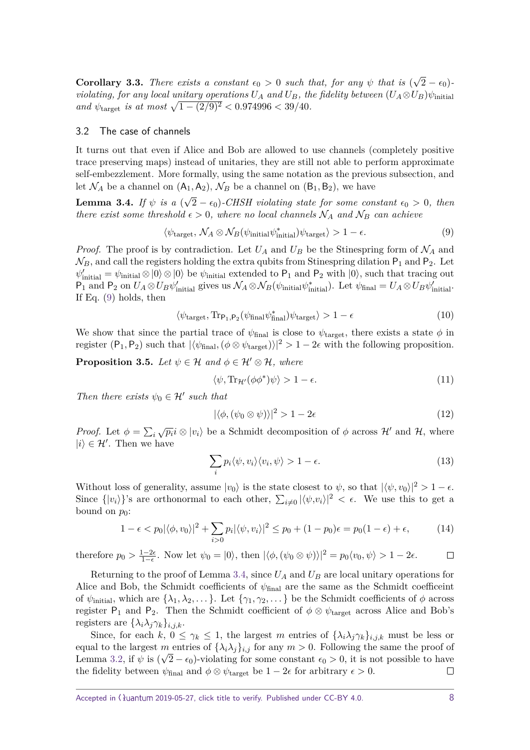**Corollary 3.3.** *There exists a constant $\epsilon_0 > 0$ such that, for any $\psi$ that is $(\sqrt{2} - \epsilon_0)$-violating, for any local unitary operations $U_A$ and $U_B$, the fidelity between $(U_A \otimes U_B)\psi_{\text{initial}}$ and $\psi_{\text{target}}$ is at most $\sqrt{1 - (2/9)^2} < 0.974996 < 39/40$.*

## 3.2 The case of channels

It turns out that even if Alice and Bob are allowed to use channels (completely positive trace preserving maps) instead of unitaries, they are still not able to perform approximate self-embezzlement. More formally, using the same notation as the previous subsection, and let $\mathcal{N}_A$ be a channel on $(\mathsf{A}_1, \mathsf{A}_2)$, $\mathcal{N}_B$ be a channel on $(\mathsf{B}_1, \mathsf{B}_2)$, we have

**Lemma 3.4.** *If $\psi$ is a $(\sqrt{2} - \epsilon_0)$-CHSH violating state for some constant $\epsilon_0 > 0$, then there exist some threshold $\epsilon > 0$, where no local channels $\mathcal{N}_A$ and $\mathcal{N}_B$ can achieve*

$$\langle \psi_{\text{target}}, \mathcal{N}_A \otimes \mathcal{N}_B(\psi_{\text{initial}}\psi_{\text{initial}}^*)\psi_{\text{target}} \rangle > 1 - \epsilon. \tag{9}$$

*Proof.* The proof is by contradiction. Let $U_A$ and $U_B$ be the Stinespring form of $\mathcal{N}_A$ and $\mathcal{N}_B$, and call the registers holding the extra qubits from Stinespring dilation $\mathsf{P}_1$ and $\mathsf{P}_2$. Let $\psi'_{\text{initial}} = \psi_{\text{initial}} \otimes |0\rangle \otimes |0\rangle$ be $\psi_{\text{initial}}$ extended to $\mathsf{P}_1$ and $\mathsf{P}_2$ with $|0\rangle$, such that tracing out $\mathsf{P}_1$ and $\mathsf{P}_2$ on $U_A \otimes U_B \psi'_{\text{initial}}$ gives us $\mathcal{N}_A \otimes \mathcal{N}_B(\psi_{\text{initial}}\psi^*_{\text{initial}})$. Let $\psi_{\text{final}} = U_A \otimes U_B \psi'_{\text{initial}}$. If Eq. (9) holds, then

$$\langle \psi_{\text{target}}, \mathrm{Tr}_{\mathsf{P}_1,\mathsf{P}_2}(\psi_{\text{final}}\psi^*_{\text{final}})\psi_{\text{target}} \rangle > 1 - \epsilon \tag{10}$$

We show that since the partial trace of $\psi_{\text{final}}$ is close to $\psi_{\text{target}}$, there exists a state $\phi$ in register $(\mathsf{P}_1, \mathsf{P}_2)$ such that $|\langle \psi_{\text{final}}, (\phi \otimes \psi_{\text{target}}) \rangle|^2 > 1 - 2\epsilon$ with the following proposition.

**Proposition 3.5.** *Let $\psi \in \mathcal{H}$ and $\phi \in \mathcal{H}' \otimes \mathcal{H}$, where*

$$\langle \psi, \mathrm{Tr}_{\mathcal{H}'}(\phi\phi^*)\psi \rangle > 1 - \epsilon. \tag{11}$$

*Then there exists $\psi_0 \in \mathcal{H}'$ such that*

$$|\langle \phi, (\psi_0 \otimes \psi) \rangle|^2 > 1 - 2\epsilon \tag{12}$$

*Proof.* Let $\phi = \sum_i \sqrt{p_i} i \otimes |v_i\rangle$ be a Schmidt decomposition of $\phi$ across $\mathcal{H}'$ and $\mathcal{H}$, where $|i\rangle \in \mathcal{H}'$. Then we have

$$\sum_i p_i \langle \psi, v_i \rangle \langle v_i, \psi \rangle > 1 - \epsilon. \tag{13}$$

Without loss of generality, assume $|v_0\rangle$ is the state closest to $\psi$, so that $|\langle \psi, v_0 \rangle|^2 > 1 - \epsilon$. Since $\{|v_i\rangle\}$'s are orthonormal to each other, $\sum_{i \neq 0} |\langle \psi, v_i \rangle|^2 < \epsilon$. We use this to get a bound on $p_0$:

$$1 - \epsilon < p_0 |\langle \phi, v_0 \rangle|^2 + \sum_{i>0} p_i |\langle \psi, v_i \rangle|^2 \leq p_0 + (1 - p_0)\epsilon = p_0(1 - \epsilon) + \epsilon, \tag{14}$$

therefore $p_0 > \frac{1-2\epsilon}{1-\epsilon}$. Now let $\psi_0 = |0\rangle$, then $|\langle \phi, (\psi_0 \otimes \psi) \rangle|^2 = p_0 \langle v_0, \psi \rangle > 1 - 2\epsilon$. ◻

Returning to the proof of Lemma 3.4, since $U_A$ and $U_B$ are local unitary operations for Alice and Bob, the Schmidt coefficients of $\psi_{\text{final}}$ are the same as the Schmidt coefficeint of $\psi_{\text{initial}}$, which are $\{\lambda_1, \lambda_2, \dots\}$. Let $\{\gamma_1, \gamma_2, \dots\}$ be the Schmidt coefficients of $\phi$ across register $\mathsf{P}_1$ and $\mathsf{P}_2$. Then the Schmidt coefficient of $\phi \otimes \psi_{\text{target}}$ across Alice and Bob's registers are $\{\lambda_i \lambda_j \gamma_k\}_{i,j,k}$.

Since, for each $k$, $0 \leq \gamma_k \leq 1$, the largest $m$ entries of $\{\lambda_i \lambda_j \gamma_k\}_{i,j,k}$ must be less or equal to the largest $m$ entries of $\{\lambda_i \lambda_j\}_{i,j}$ for any $m > 0$. Following the same the proof of Lemma 3.2, if $\psi$ is $(\sqrt{2} - \epsilon_0)$-violating for some constant $\epsilon_0 > 0$, it is not possible to have the fidelity between $\psi_{\text{final}}$ and $\phi \otimes \psi_{\text{target}}$ be $1 - 2\epsilon$ for arbitrary $\epsilon > 0$. ◻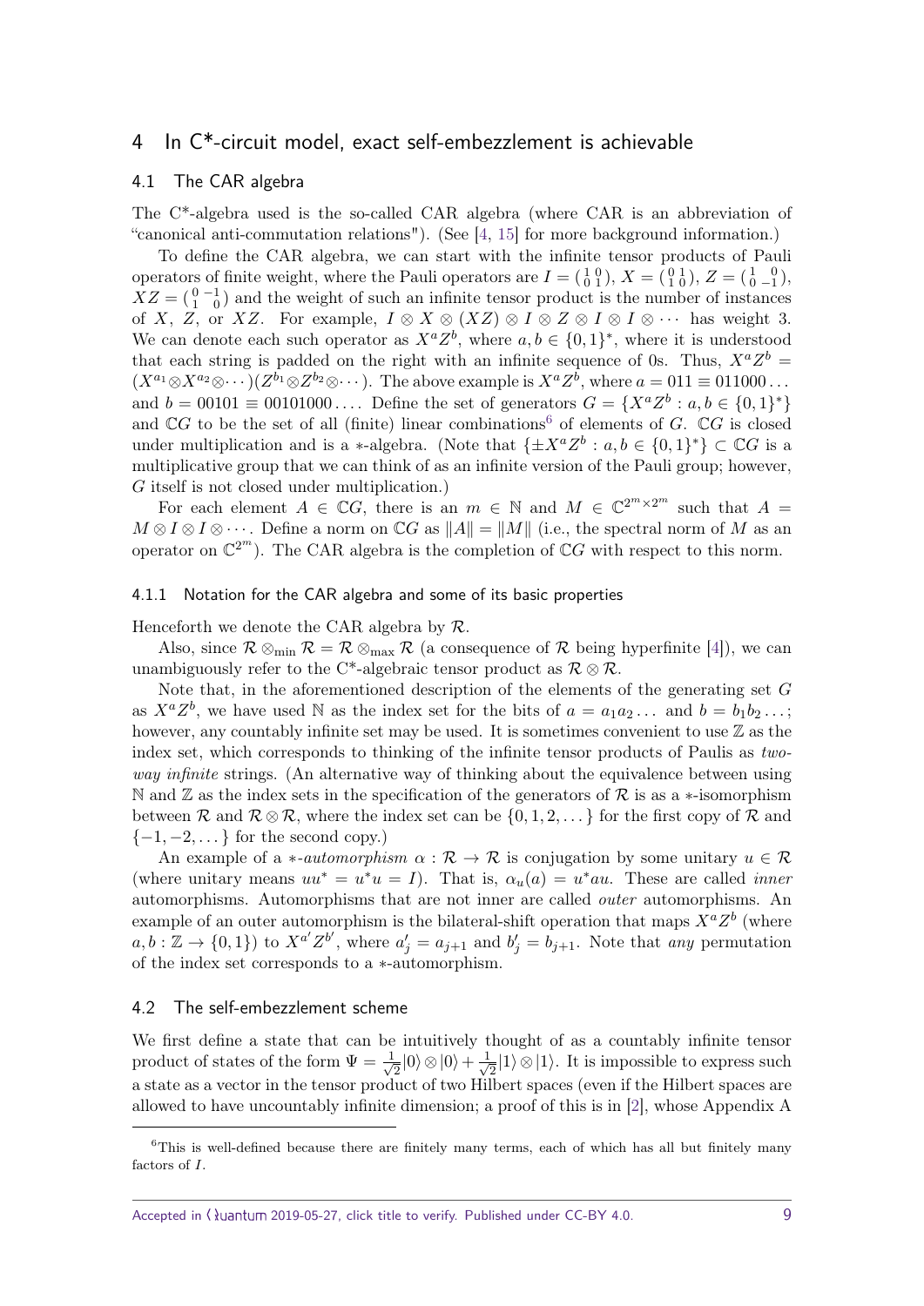## 4 In C*-circuit model, exact self-embezzlement is achievable

### 4.1 The CAR algebra

The C*-algebra used is the so-called CAR algebra (where CAR is an abbreviation of "canonical anti-commutation relations"). (See [4, 15] for more background information.)

To define the CAR algebra, we can start with the infinite tensor products of Pauli operators of finite weight, where the Pauli operators are $I = \left(\begin{smallmatrix} 1 & 0 \\ 0 & 1 \end{smallmatrix}\right)$, $X = \left(\begin{smallmatrix} 0 & 1 \\ 1 & 0 \end{smallmatrix}\right)$, $Z = \left(\begin{smallmatrix} 1 & 0 \\ 0 & -1 \end{smallmatrix}\right)$, $XZ = \left(\begin{smallmatrix} 0 & -1 \\ 1 & 0 \end{smallmatrix}\right)$ and the weight of such an infinite tensor product is the number of instances of $X$, $Z$, or $XZ$. For example, $I \otimes X \otimes (XZ) \otimes I \otimes Z \otimes I \otimes I \otimes \cdots$ has weight 3. We can denote each such operator as $X^a Z^b$, where $a, b \in \{0,1\}^*$, where it is understood that each string is padded on the right with an infinite sequence of 0s. Thus, $X^a Z^b = (X^{a_1} \otimes X^{a_2} \otimes \cdots)(Z^{b_1} \otimes Z^{b_2} \otimes \cdots)$. The above example is $X^a Z^b$, where $a = 011 \equiv 011000\ldots$ and $b = 00101 \equiv 00101000\ldots$. Define the set of generators $G = \{X^a Z^b : a, b \in \{0,1\}^*\}$ and $\mathbb{C}G$ to be the set of all (finite) linear combinations[6] of elements of $G$. $\mathbb{C}G$ is closed under multiplication and is a $*$-algebra. (Note that $\{\pm X^a Z^b : a, b \in \{0,1\}^*\} \subset \mathbb{C}G$ is a multiplicative group that we can think of as an infinite version of the Pauli group; however, $G$ itself is not closed under multiplication.)

For each element $A \in \mathbb{C}G$, there is an $m \in \mathbb{N}$ and $M \in \mathbb{C}^{2^m \times 2^m}$ such that $A = M \otimes I \otimes I \otimes \cdots$. Define a norm on $\mathbb{C}G$ as $\|A\| = \|M\|$ (i.e., the spectral norm of $M$ as an operator on $\mathbb{C}^{2^m}$). The CAR algebra is the completion of $\mathbb{C}G$ with respect to this norm.

#### 4.1.1 Notation for the CAR algebra and some of its basic properties

Henceforth we denote the CAR algebra by $\mathcal{R}$.

Also, since $\mathcal{R} \otimes_{\min} \mathcal{R} = \mathcal{R} \otimes_{\max} \mathcal{R}$ (a consequence of $\mathcal{R}$ being hyperfinite [4]), we can unambiguously refer to the C*-algebraic tensor product as $\mathcal{R} \otimes \mathcal{R}$.

Note that, in the aforementioned description of the elements of the generating set $G$ as $X^a Z^b$, we have used $\mathbb{N}$ as the index set for the bits of $a = a_1 a_2 \ldots$ and $b = b_1 b_2 \ldots$; however, any countably infinite set may be used. It is sometimes convenient to use $\mathbb{Z}$ as the index set, which corresponds to thinking of the infinite tensor products of Paulis as *two-way infinite* strings. (An alternative way of thinking about the equivalence between using $\mathbb{N}$ and $\mathbb{Z}$ as the index sets in the specification of the generators of $\mathcal{R}$ is as a $*$-isomorphism between $\mathcal{R}$ and $\mathcal{R} \otimes \mathcal{R}$, where the index set can be $\{0, 1, 2, \ldots\}$ for the first copy of $\mathcal{R}$ and $\{-1, -2, \ldots\}$ for the second copy.)

An example of a $*$-*automorphism* $\alpha : \mathcal{R} \to \mathcal{R}$ is conjugation by some unitary $u \in \mathcal{R}$ (where unitary means $uu^* = u^*u = I$). That is, $\alpha_u(a) = u^* a u$. These are called *inner* automorphisms. Automorphisms that are not inner are called *outer* automorphisms. An example of an outer automorphism is the bilateral-shift operation that maps $X^a Z^b$ (where $a, b : \mathbb{Z} \to \{0,1\}$) to $X^{a'} Z^{b'}$, where $a'_j = a_{j+1}$ and $b'_j = b_{j+1}$. Note that *any* permutation of the index set corresponds to a $*$-automorphism.

### 4.2 The self-embezzlement scheme

We first define a state that can be intuitively thought of as a countably infinite tensor product of states of the form $\Psi = \frac{1}{\sqrt{2}}|0\rangle \otimes |0\rangle + \frac{1}{\sqrt{2}}|1\rangle \otimes |1\rangle$. It is impossible to express such a state as a vector in the tensor product of two Hilbert spaces (even if the Hilbert spaces are allowed to have uncountably infinite dimension; a proof of this is in [2], whose Appendix A

[6] This is well-defined because there are finitely many terms, each of which has all but finitely many factors of $I$.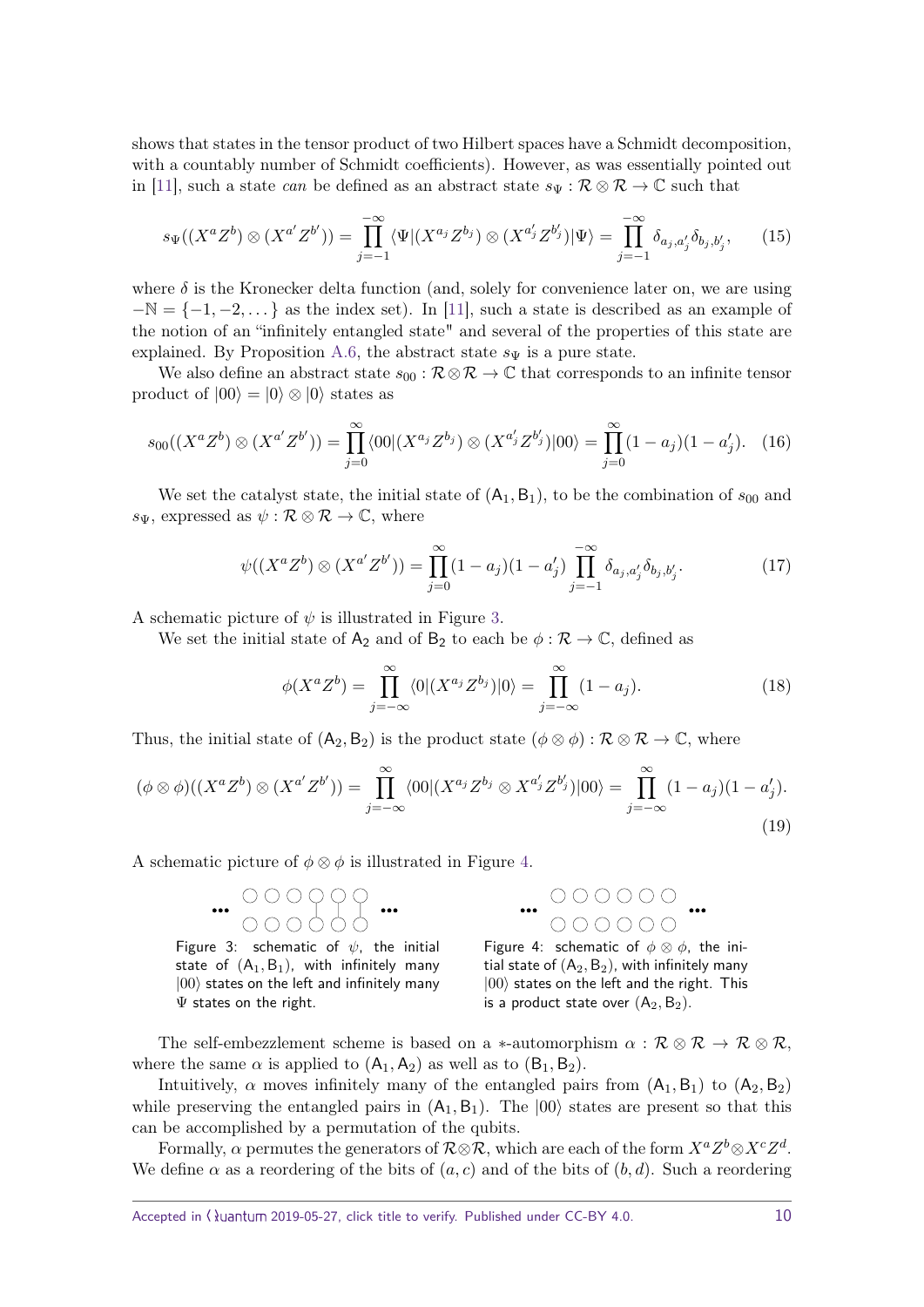shows that states in the tensor product of two Hilbert spaces have a Schmidt decomposition, with a countably number of Schmidt coefficients). However, as was essentially pointed out in [11], such a state *can* be defined as an abstract state $s_\Psi : \mathcal{R} \otimes \mathcal{R} \to \mathbb{C}$ such that

$$s_\Psi((X^a Z^b) \otimes (X^{a'} Z^{b'})) = \prod_{j=-1}^{-\infty} \langle \Psi | (X^{a_j} Z^{b_j}) \otimes (X^{a'_j} Z^{b'_j}) | \Psi \rangle = \prod_{j=-1}^{-\infty} \delta_{a_j, a'_j} \delta_{b_j, b'_j}, \qquad (15)$$

where $\delta$ is the Kronecker delta function (and, solely for convenience later on, we are using $-\mathbb{N} = \{-1, -2, \dots\}$ as the index set). In [11], such a state is described as an example of the notion of an "infinitely entangled state" and several of the properties of this state are explained. By Proposition A.6, the abstract state $s_\Psi$ is a pure state.

We also define an abstract state $s_{00} : \mathcal{R} \otimes \mathcal{R} \to \mathbb{C}$ that corresponds to an infinite tensor product of $|00\rangle = |0\rangle \otimes |0\rangle$ states as

$$s_{00}((X^a Z^b) \otimes (X^{a'} Z^{b'})) = \prod_{j=0}^{\infty} \langle 00 | (X^{a_j} Z^{b_j}) \otimes (X^{a'_j} Z^{b'_j}) | 00 \rangle = \prod_{j=0}^{\infty} (1 - a_j)(1 - a'_j). \quad (16)$$

We set the catalyst state, the initial state of $(\mathsf{A}_1, \mathsf{B}_1)$, to be the combination of $s_{00}$ and $s_\Psi$, expressed as $\psi : \mathcal{R} \otimes \mathcal{R} \to \mathbb{C}$, where

$$\psi((X^a Z^b) \otimes (X^{a'} Z^{b'})) = \prod_{j=0}^{\infty} (1 - a_j)(1 - a'_j) \prod_{j=-1}^{-\infty} \delta_{a_j, a'_j} \delta_{b_j, b'_j}. \qquad (17)$$

A schematic picture of $\psi$ is illustrated in Figure 3.

We set the initial state of $\mathsf{A}_2$ and of $\mathsf{B}_2$ to each be $\phi : \mathcal{R} \to \mathbb{C}$, defined as

$$\phi(X^a Z^b) = \prod_{j=-\infty}^{\infty} \langle 0 | (X^{a_j} Z^{b_j}) | 0 \rangle = \prod_{j=-\infty}^{\infty} (1 - a_j). \qquad (18)$$

Thus, the initial state of $(\mathsf{A}_2, \mathsf{B}_2)$ is the product state $(\phi \otimes \phi) : \mathcal{R} \otimes \mathcal{R} \to \mathbb{C}$, where

$$(\phi \otimes \phi)((X^a Z^b) \otimes (X^{a'} Z^{b'})) = \prod_{j=-\infty}^{\infty} \langle 00 | (X^{a_j} Z^{b_j} \otimes X^{a'_j} Z^{b'_j}) | 00 \rangle = \prod_{j=-\infty}^{\infty} (1 - a_j)(1 - a'_j). \quad (19)$$

A schematic picture of $\phi \otimes \phi$ is illustrated in Figure 4.

Figure 3: schematic of $\psi$, the initial state of $(\mathsf{A}_1, \mathsf{B}_1)$, with infinitely many $|00\rangle$ states on the left and infinitely many $\Psi$ states on the right.

Figure 4: schematic of $\phi \otimes \phi$, the initial state of $(\mathsf{A}_2, \mathsf{B}_2)$, with infinitely many $|00\rangle$ states on the left and the right. This is a product state over $(\mathsf{A}_2, \mathsf{B}_2)$.

The self-embezzlement scheme is based on a $*$-automorphism $\alpha : \mathcal{R} \otimes \mathcal{R} \to \mathcal{R} \otimes \mathcal{R}$, where the same $\alpha$ is applied to $(\mathsf{A}_1, \mathsf{A}_2)$ as well as to $(\mathsf{B}_1, \mathsf{B}_2)$.

Intuitively, $\alpha$ moves infinitely many of the entangled pairs from $(\mathsf{A}_1, \mathsf{B}_1)$ to $(\mathsf{A}_2, \mathsf{B}_2)$ while preserving the entangled pairs in $(\mathsf{A}_1, \mathsf{B}_1)$. The $|00\rangle$ states are present so that this can be accomplished by a permutation of the qubits.

Formally, $\alpha$ permutes the generators of $\mathcal{R} \otimes \mathcal{R}$, which are each of the form $X^a Z^b \otimes X^c Z^d$. We define $\alpha$ as a reordering of the bits of $(a, c)$ and of the bits of $(b, d)$. Such a reordering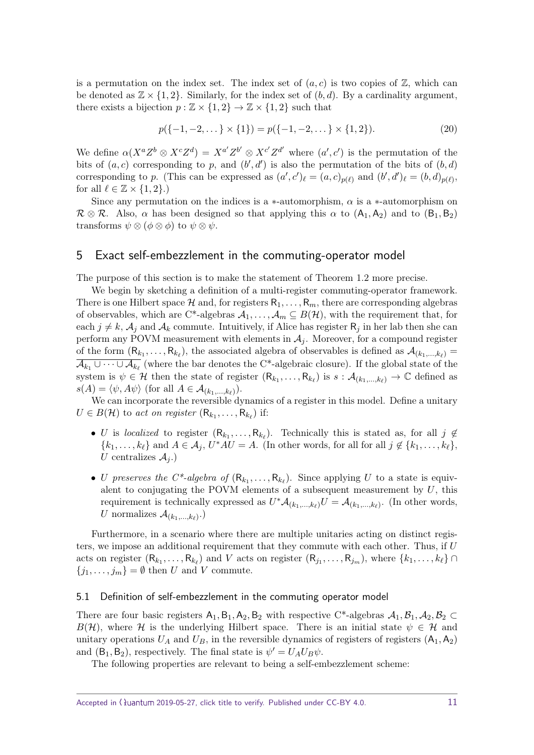is a permutation on the index set. The index set of $(a, c)$ is two copies of $\mathbb{Z}$, which can be denoted as $\mathbb{Z} \times \{1, 2\}$. Similarly, for the index set of $(b, d)$. By a cardinality argument, there exists a bijection $p : \mathbb{Z} \times \{1, 2\} \to \mathbb{Z} \times \{1, 2\}$ such that

$$p(\{-1, -2, \dots\} \times \{1\}) = p(\{-1, -2, \dots\} \times \{1, 2\}). \tag{20}$$

We define $\alpha(X^a Z^b \otimes X^c Z^d) = X^{a'} Z^{b'} \otimes X^{c'} Z^{d'}$ where $(a', c')$ is the permutation of the bits of $(a, c)$ corresponding to $p$, and $(b', d')$ is also the permutation of the bits of $(b, d)$ corresponding to $p$. (This can be expressed as $(a', c')_\ell = (a, c)_{p(\ell)}$ and $(b', d')_\ell = (b, d)_{p(\ell)}$, for all $\ell \in \mathbb{Z} \times \{1, 2\}$.)

Since any permutation on the indices is a $*$-automorphism, $\alpha$ is a $*$-automorphism on $\mathcal{R} \otimes \mathcal{R}$. Also, $\alpha$ has been designed so that applying this $\alpha$ to $(\mathsf{A}_1, \mathsf{A}_2)$ and to $(\mathsf{B}_1, \mathsf{B}_2)$ transforms $\psi \otimes (\phi \otimes \phi)$ to $\psi \otimes \psi$.

## 5 Exact self-embezzlement in the commuting-operator model

The purpose of this section is to make the statement of Theorem 1.2 more precise.

We begin by sketching a definition of a multi-register commuting-operator framework. There is one Hilbert space $\mathcal{H}$ and, for registers $\mathsf{R}_1, \dots, \mathsf{R}_m$, there are corresponding algebras of observables, which are C*-algebras $\mathcal{A}_1, \dots, \mathcal{A}_m \subseteq B(\mathcal{H})$, with the requirement that, for each $j \neq k$, $\mathcal{A}_j$ and $\mathcal{A}_k$ commute. Intuitively, if Alice has register $\mathsf{R}_j$ in her lab then she can perform any POVM measurement with elements in $\mathcal{A}_j$. Moreover, for a compound register of the form $(\mathsf{R}_{k_1}, \dots, \mathsf{R}_{k_\ell})$, the associated algebra of observables is defined as $\mathcal{A}_{(k_1,\dots,k_\ell)} = \overline{\mathcal{A}_{k_1} \cup \dots \cup \mathcal{A}_{k_\ell}}$ (where the bar denotes the C*-algebraic closure). If the global state of the system is $\psi \in \mathcal{H}$ then the state of register $(\mathsf{R}_{k_1}, \dots, \mathsf{R}_{k_\ell})$ is $s : \mathcal{A}_{(k_1,\dots,k_\ell)} \to \mathbb{C}$ defined as $s(A) = \langle \psi, A\psi \rangle$ (for all $A \in \mathcal{A}_{(k_1,\dots,k_\ell)}$).

We can incorporate the reversible dynamics of a register in this model. Define a unitary $U \in B(\mathcal{H})$ to *act on register* $(\mathsf{R}_{k_1}, \dots, \mathsf{R}_{k_\ell})$ if:

- $U$ is *localized* to register $(\mathsf{R}_{k_1}, \dots, \mathsf{R}_{k_\ell})$. Technically this is stated as, for all $j \notin \{k_1, \dots, k_\ell\}$ and $A \in \mathcal{A}_j$, $U^* A U = A$. (In other words, for all for all $j \notin \{k_1, \dots, k_\ell\}$, $U$ centralizes $\mathcal{A}_j$.)
- $U$ *preserves the C*-algebra of* $(\mathsf{R}_{k_1}, \dots, \mathsf{R}_{k_\ell})$. Since applying $U$ to a state is equivalent to conjugating the POVM elements of a subsequent measurement by $U$, this requirement is technically expressed as $U^* \mathcal{A}_{(k_1,\dots,k_\ell)} U = \mathcal{A}_{(k_1,\dots,k_\ell)}$. (In other words, $U$ normalizes $\mathcal{A}_{(k_1,\dots,k_\ell)}$.)

Furthermore, in a scenario where there are multiple unitaries acting on distinct registers, we impose an additional requirement that they commute with each other. Thus, if $U$ acts on register $(\mathsf{R}_{k_1}, \dots, \mathsf{R}_{k_\ell})$ and $V$ acts on register $(\mathsf{R}_{j_1}, \dots, \mathsf{R}_{j_m})$, where $\{k_1, \dots, k_\ell\} \cap \{j_1, \dots, j_m\} = \emptyset$ then $U$ and $V$ commute.

### 5.1 Definition of self-embezzlement in the commuting operator model

There are four basic registers $\mathsf{A}_1, \mathsf{B}_1, \mathsf{A}_2, \mathsf{B}_2$ with respective C*-algebras $\mathcal{A}_1, \mathcal{B}_1, \mathcal{A}_2, \mathcal{B}_2 \subset B(\mathcal{H})$, where $\mathcal{H}$ is the underlying Hilbert space. There is an initial state $\psi \in \mathcal{H}$ and unitary operations $U_A$ and $U_B$, in the reversible dynamics of registers of registers $(\mathsf{A}_1, \mathsf{A}_2)$ and $(\mathsf{B}_1, \mathsf{B}_2)$, respectively. The final state is $\psi' = U_A U_B \psi$.

The following properties are relevant to being a self-embezzlement scheme: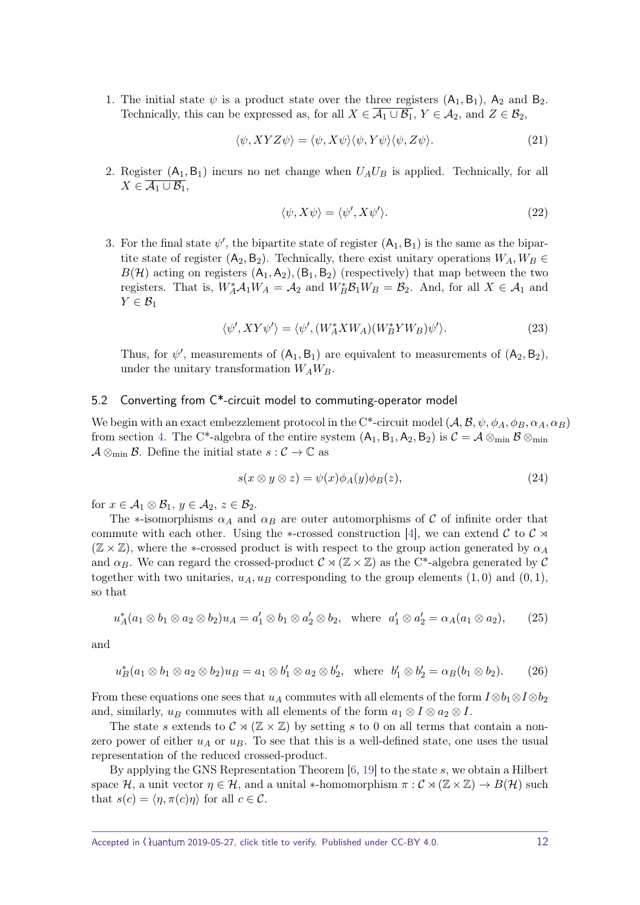1. The initial state $\psi$ is a product state over the three registers $(\mathsf{A}_1, \mathsf{B}_1)$, $\mathsf{A}_2$ and $\mathsf{B}_2$. Technically, this can be expressed as, for all $X \in \overline{\mathcal{A}_1 \cup \mathcal{B}_1}$, $Y \in \mathcal{A}_2$, and $Z \in \mathcal{B}_2$,

$$\langle \psi, XYZ\psi \rangle = \langle \psi, X\psi \rangle \langle \psi, Y\psi \rangle \langle \psi, Z\psi \rangle. \tag{21}$$

2. Register $(\mathsf{A}_1, \mathsf{B}_1)$ incurs no net change when $U_A U_B$ is applied. Technically, for all $X \in \overline{\mathcal{A}_1 \cup \mathcal{B}_1}$,

$$\langle \psi, X\psi \rangle = \langle \psi', X\psi' \rangle. \tag{22}$$

3. For the final state $\psi'$, the bipartite state of register $(\mathsf{A}_1, \mathsf{B}_1)$ is the same as the bipartite state of register $(\mathsf{A}_2, \mathsf{B}_2)$. Technically, there exist unitary operations $W_A, W_B \in B(\mathcal{H})$ acting on registers $(\mathsf{A}_1, \mathsf{A}_2), (\mathsf{B}_1, \mathsf{B}_2)$ (respectively) that map between the two registers. That is, $W_A^* \mathcal{A}_1 W_A = \mathcal{A}_2$ and $W_B^* \mathcal{B}_1 W_B = \mathcal{B}_2$. And, for all $X \in \mathcal{A}_1$ and $Y \in \mathcal{B}_1$

$$\langle \psi', XY\psi' \rangle = \langle \psi', (W_A^* X W_A)(W_B^* Y W_B)\psi' \rangle. \tag{23}$$

Thus, for $\psi'$, measurements of $(\mathsf{A}_1, \mathsf{B}_1)$ are equivalent to measurements of $(\mathsf{A}_2, \mathsf{B}_2)$, under the unitary transformation $W_A W_B$.

## 5.2 Converting from C*-circuit model to commuting-operator model

We begin with an exact embezzlement protocol in the C*-circuit model $(\mathcal{A}, \mathcal{B}, \psi, \phi_A, \phi_B, \alpha_A, \alpha_B)$ from section 4. The C*-algebra of the entire system $(\mathsf{A}_1, \mathsf{B}_1, \mathsf{A}_2, \mathsf{B}_2)$ is $\mathcal{C} = \mathcal{A} \otimes_{\min} \mathcal{B} \otimes_{\min} \mathcal{A} \otimes_{\min} \mathcal{B}$. Define the initial state $s : \mathcal{C} \to \mathbb{C}$ as

$$s(x \otimes y \otimes z) = \psi(x)\phi_A(y)\phi_B(z), \tag{24}$$

for $x \in \mathcal{A}_1 \otimes \mathcal{B}_1$, $y \in \mathcal{A}_2$, $z \in \mathcal{B}_2$.

The $*$-isomorphisms $\alpha_A$ and $\alpha_B$ are outer automorphisms of $\mathcal{C}$ of infinite order that commute with each other. Using the $*$-crossed construction [4], we can extend $\mathcal{C}$ to $\mathcal{C} \rtimes (\mathbb{Z} \times \mathbb{Z})$, where the $*$-crossed product is with respect to the group action generated by $\alpha_A$ and $\alpha_B$. We can regard the crossed-product $\mathcal{C} \rtimes (\mathbb{Z} \times \mathbb{Z})$ as the C*-algebra generated by $\mathcal{C}$ together with two unitaries, $u_A, u_B$ corresponding to the group elements $(1,0)$ and $(0,1)$, so that

$$u_A^*(a_1 \otimes b_1 \otimes a_2 \otimes b_2)u_A = a_1' \otimes b_1 \otimes a_2' \otimes b_2, \quad \text{where} \quad a_1' \otimes a_2' = \alpha_A(a_1 \otimes a_2), \tag{25}$$

and

$$u_B^*(a_1 \otimes b_1 \otimes a_2 \otimes b_2)u_B = a_1 \otimes b_1' \otimes a_2 \otimes b_2', \quad \text{where} \quad b_1' \otimes b_2' = \alpha_B(b_1 \otimes b_2). \tag{26}$$

From these equations one sees that $u_A$ commutes with all elements of the form $I \otimes b_1 \otimes I \otimes b_2$ and, similarly, $u_B$ commutes with all elements of the form $a_1 \otimes I \otimes a_2 \otimes I$.

The state $s$ extends to $\mathcal{C} \rtimes (\mathbb{Z} \times \mathbb{Z})$ by setting $s$ to 0 on all terms that contain a non-zero power of either $u_A$ or $u_B$. To see that this is a well-defined state, one uses the usual representation of the reduced crossed-product.

By applying the GNS Representation Theorem [6, 19] to the state $s$, we obtain a Hilbert space $\mathcal{H}$, a unit vector $\eta \in \mathcal{H}$, and a unital $*$-homomorphism $\pi : \mathcal{C} \rtimes (\mathbb{Z} \times \mathbb{Z}) \to B(\mathcal{H})$ such that $s(c) = \langle \eta, \pi(c)\eta \rangle$ for all $c \in \mathcal{C}$.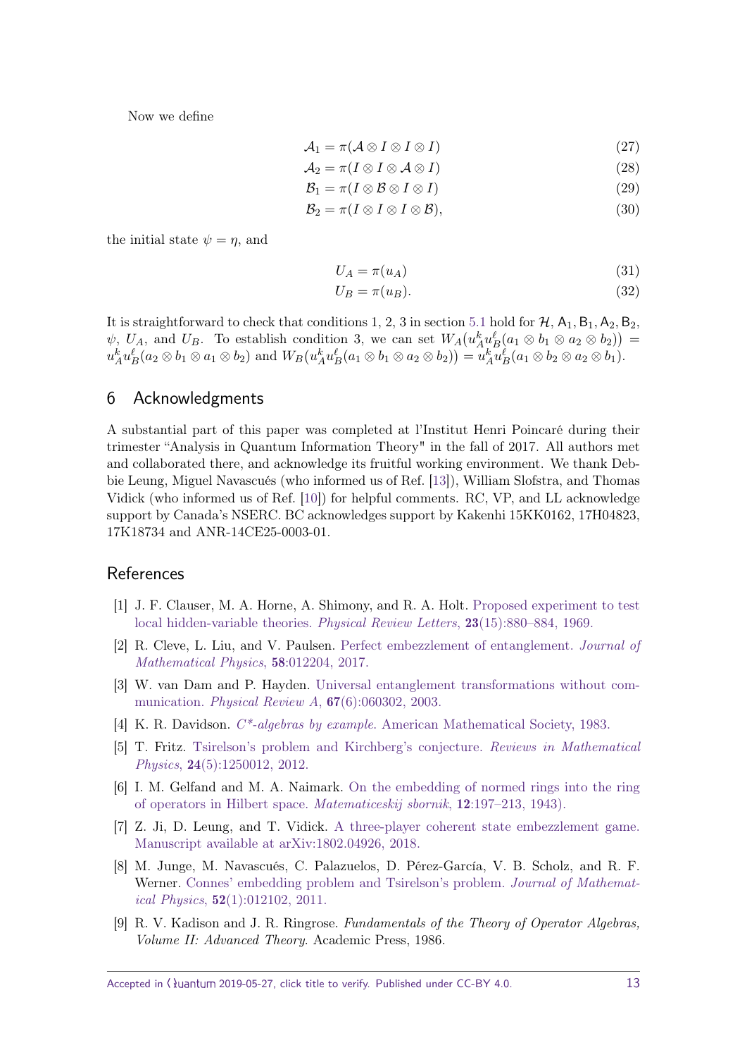Now we define

$$\mathcal{A}_1 = \pi(\mathcal{A} \otimes I \otimes I \otimes I) \tag{27}$$

$$\mathcal{A}_2 = \pi(I \otimes I \otimes \mathcal{A} \otimes I) \tag{28}$$

$$\mathcal{B}_1 = \pi(I \otimes \mathcal{B} \otimes I \otimes I) \tag{29}$$

$$\mathcal{B}_2 = \pi(I \otimes I \otimes I \otimes \mathcal{B}), \tag{30}$$

the initial state $\psi = \eta$, and

$$U_A = \pi(u_A) \tag{31}$$

$$U_B = \pi(u_B). \tag{32}$$

It is straightforward to check that conditions 1, 2, 3 in section 5.1 hold for $\mathcal{H}$, $\mathsf{A}_1, \mathsf{B}_1, \mathsf{A}_2, \mathsf{B}_2$, $\psi$, $U_A$, and $U_B$. To establish condition 3, we can set $W_A(u_A^k u_B^\ell(a_1 \otimes b_1 \otimes a_2 \otimes b_2)) = u_A^k u_B^\ell(a_2 \otimes b_1 \otimes a_1 \otimes b_2)$ and $W_B(u_A^k u_B^\ell(a_1 \otimes b_1 \otimes a_2 \otimes b_2)) = u_A^k u_B^\ell(a_1 \otimes b_2 \otimes a_2 \otimes b_1)$.

## 6 Acknowledgments

A substantial part of this paper was completed at l'Institut Henri Poincaré during their trimester "Analysis in Quantum Information Theory" in the fall of 2017. All authors met and collaborated there, and acknowledge its fruitful working environment. We thank Debbie Leung, Miguel Navascués (who informed us of Ref. [13]), William Slofstra, and Thomas Vidick (who informed us of Ref. [10]) for helpful comments. RC, VP, and LL acknowledge support by Canada's NSERC. BC acknowledges support by Kakenhi 15KK0162, 17H04823, 17K18734 and ANR-14CE25-0003-01.

## References

[1] J. F. Clauser, M. A. Horne, A. Shimony, and R. A. Holt. Proposed experiment to test local hidden-variable theories. *Physical Review Letters*, **23**(15):880–884, 1969.

[2] R. Cleve, L. Liu, and V. Paulsen. Perfect embezzlement of entanglement. *Journal of Mathematical Physics*, **58**:012204, 2017.

[3] W. van Dam and P. Hayden. Universal entanglement transformations without communication. *Physical Review A*, **67**(6):060302, 2003.

[4] K. R. Davidson. *C\*-algebras by example*. American Mathematical Society, 1983.

[5] T. Fritz. Tsirelson's problem and Kirchberg's conjecture. *Reviews in Mathematical Physics*, **24**(5):1250012, 2012.

[6] I. M. Gelfand and M. A. Naimark. On the embedding of normed rings into the ring of operators in Hilbert space. *Matematiceskij sbornik*, **12**:197–213, 1943).

[7] Z. Ji, D. Leung, and T. Vidick. A three-player coherent state embezzlement game. Manuscript available at arXiv:1802.04926, 2018.

[8] M. Junge, M. Navascués, C. Palazuelos, D. Pérez-García, V. B. Scholz, and R. F. Werner. Connes' embedding problem and Tsirelson's problem. *Journal of Mathematical Physics*, **52**(1):012102, 2011.

[9] R. V. Kadison and J. R. Ringrose. *Fundamentals of the Theory of Operator Algebras, Volume II: Advanced Theory*. Academic Press, 1986.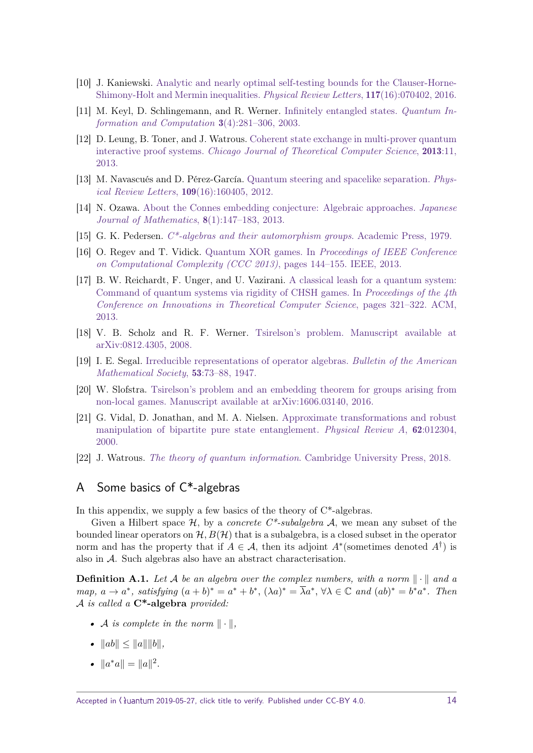[10] J. Kaniewski. Analytic and nearly optimal self-testing bounds for the Clauser-Horne-Shimony-Holt and Mermin inequalities. *Physical Review Letters*, **117**(16):070402, 2016.

[11] M. Keyl, D. Schlingemann, and R. Werner. Infinitely entangled states. *Quantum Information and Computation* **3**(4):281–306, 2003.

[12] D. Leung, B. Toner, and J. Watrous. Coherent state exchange in multi-prover quantum interactive proof systems. *Chicago Journal of Theoretical Computer Science*, **2013**:11, 2013.

[13] M. Navascués and D. Pérez-García. Quantum steering and spacelike separation. *Physical Review Letters*, **109**(16):160405, 2012.

[14] N. Ozawa. About the Connes embedding conjecture: Algebraic approaches. *Japanese Journal of Mathematics*, **8**(1):147–183, 2013.

[15] G. K. Pedersen. *C\*-algebras and their automorphism groups*. Academic Press, 1979.

[16] O. Regev and T. Vidick. Quantum XOR games. In *Proceedings of IEEE Conference on Computational Complexity (CCC 2013)*, pages 144–155. IEEE, 2013.

[17] B. W. Reichardt, F. Unger, and U. Vazirani. A classical leash for a quantum system: Command of quantum systems via rigidity of CHSH games. In *Proceedings of the 4th Conference on Innovations in Theoretical Computer Science*, pages 321–322. ACM, 2013.

[18] V. B. Scholz and R. F. Werner. Tsirelson's problem. Manuscript available at arXiv:0812.4305, 2008.

[19] I. E. Segal. Irreducible representations of operator algebras. *Bulletin of the American Mathematical Society*, **53**:73–88, 1947.

[20] W. Slofstra. Tsirelson's problem and an embedding theorem for groups arising from non-local games. Manuscript available at arXiv:1606.03140, 2016.

[21] G. Vidal, D. Jonathan, and M. A. Nielsen. Approximate transformations and robust manipulation of bipartite pure state entanglement. *Physical Review A*, **62**:012304, 2000.

[22] J. Watrous. *The theory of quantum information*. Cambridge University Press, 2018.

## A Some basics of C*-algebras

In this appendix, we supply a few basics of the theory of C*-algebras.

Given a Hilbert space $\mathcal{H}$, by a *concrete C\*-subalgebra* $\mathcal{A}$, we mean any subset of the bounded linear operators on $\mathcal{H}, B(\mathcal{H})$ that is a subalgebra, is a closed subset in the operator norm and has the property that if $A \in \mathcal{A}$, then its adjoint $A^*$(sometimes denoted $A^\dagger$) is also in $\mathcal{A}$. Such algebras also have an abstract characterisation.

**Definition A.1.** *Let $\mathcal{A}$ be an algebra over the complex numbers, with a norm $\|\cdot\|$ and a map, $a \to a^*$, satisfying $(a+b)^* = a^* + b^*$, $(\lambda a)^* = \overline{\lambda} a^*, \forall \lambda \in \mathbb{C}$ and $(ab)^* = b^* a^*$. Then $\mathcal{A}$ is called a* **C\*-algebra** *provided:*

- *$\mathcal{A}$ is complete in the norm $\|\cdot\|$,*
- $\|ab\| \leq \|a\|\|b\|$,
- $\|a^* a\| = \|a\|^2$.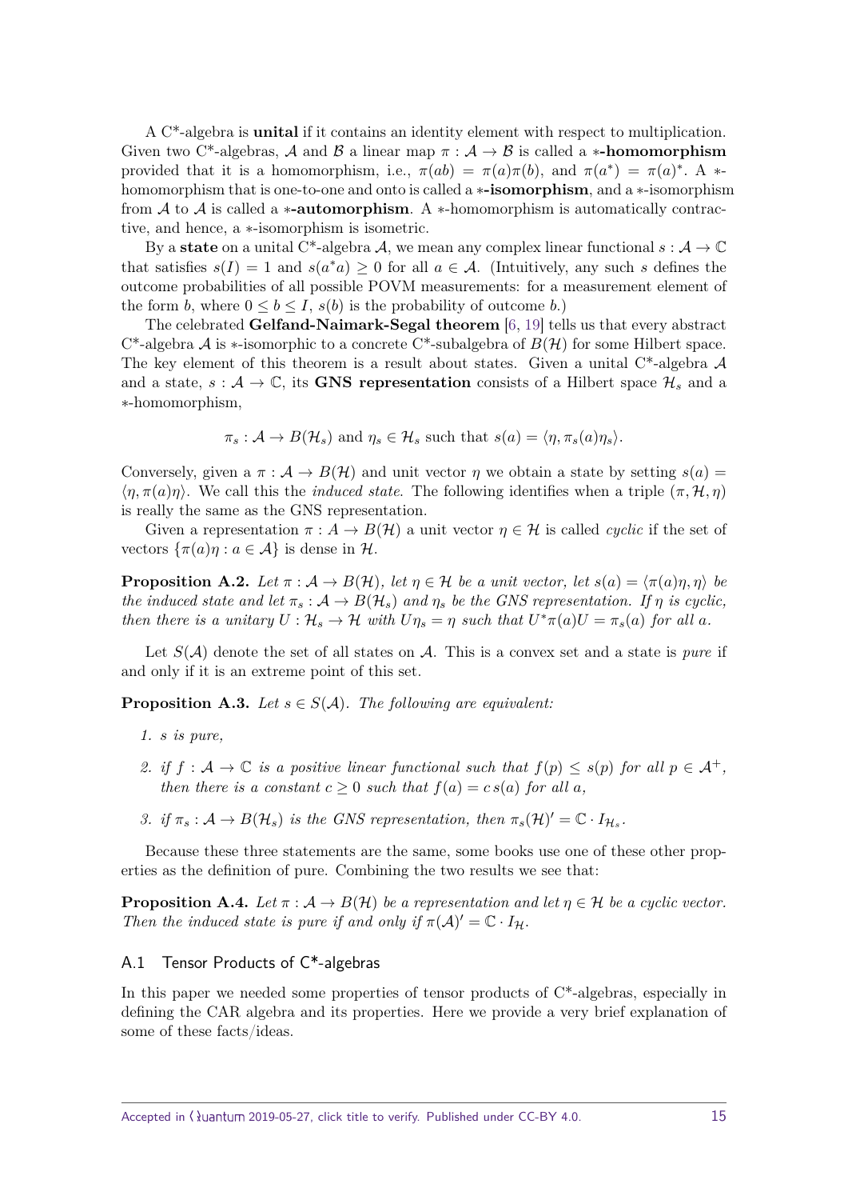A C*-algebra is **unital** if it contains an identity element with respect to multiplication. Given two C*-algebras, $\mathcal{A}$ and $\mathcal{B}$ a linear map $\pi : \mathcal{A} \to \mathcal{B}$ is called a **$*$-homomorphism** provided that it is a homomorphism, i.e., $\pi(ab) = \pi(a)\pi(b)$, and $\pi(a^*) = \pi(a)^*$. A $*$-homomorphism that is one-to-one and onto is called a **$*$-isomorphism**, and a $*$-isomorphism from $\mathcal{A}$ to $\mathcal{A}$ is called a **$*$-automorphism**. A $*$-homomorphism is automatically contractive, and hence, a $*$-isomorphism is isometric.

By a **state** on a unital C*-algebra $\mathcal{A}$, we mean any complex linear functional $s : \mathcal{A} \to \mathbb{C}$ that satisfies $s(I) = 1$ and $s(a^*a) \geq 0$ for all $a \in \mathcal{A}$. (Intuitively, any such $s$ defines the outcome probabilities of all possible POVM measurements: for a measurement element of the form $b$, where $0 \leq b \leq I$, $s(b)$ is the probability of outcome $b$.)

The celebrated **Gelfand-Naimark-Segal theorem** [6, 19] tells us that every abstract C*-algebra $\mathcal{A}$ is $*$-isomorphic to a concrete C*-subalgebra of $B(\mathcal{H})$ for some Hilbert space. The key element of this theorem is a result about states. Given a unital C*-algebra $\mathcal{A}$ and a state, $s : \mathcal{A} \to \mathbb{C}$, its **GNS representation** consists of a Hilbert space $\mathcal{H}_s$ and a $*$-homomorphism,

$$\pi_s : \mathcal{A} \to B(\mathcal{H}_s) \text{ and } \eta_s \in \mathcal{H}_s \text{ such that } s(a) = \langle \eta, \pi_s(a)\eta_s \rangle.$$

Conversely, given a $\pi : \mathcal{A} \to B(\mathcal{H})$ and unit vector $\eta$ we obtain a state by setting $s(a) = \langle \eta, \pi(a)\eta \rangle$. We call this the *induced state*. The following identifies when a triple $(\pi, \mathcal{H}, \eta)$ is really the same as the GNS representation.

Given a representation $\pi : A \to B(\mathcal{H})$ a unit vector $\eta \in \mathcal{H}$ is called *cyclic* if the set of vectors $\{\pi(a)\eta : a \in \mathcal{A}\}$ is dense in $\mathcal{H}$.

**Proposition A.2.** *Let $\pi : \mathcal{A} \to B(\mathcal{H})$, let $\eta \in \mathcal{H}$ be a unit vector, let $s(a) = \langle \pi(a)\eta, \eta \rangle$ be the induced state and let $\pi_s : \mathcal{A} \to B(\mathcal{H}_s)$ and $\eta_s$ be the GNS representation. If $\eta$ is cyclic, then there is a unitary $U : \mathcal{H}_s \to \mathcal{H}$ with $U\eta_s = \eta$ such that $U^*\pi(a)U = \pi_s(a)$ for all $a$.*

Let $S(\mathcal{A})$ denote the set of all states on $\mathcal{A}$. This is a convex set and a state is *pure* if and only if it is an extreme point of this set.

**Proposition A.3.** *Let $s \in S(\mathcal{A})$. The following are equivalent:*

1. *$s$ is pure,*
2. *if $f : \mathcal{A} \to \mathbb{C}$ is a positive linear functional such that $f(p) \leq s(p)$ for all $p \in \mathcal{A}^+$, then there is a constant $c \geq 0$ such that $f(a) = c\, s(a)$ for all $a$,*
3. *if $\pi_s : \mathcal{A} \to B(\mathcal{H}_s)$ is the GNS representation, then $\pi_s(\mathcal{H})' = \mathbb{C} \cdot I_{\mathcal{H}_s}$.*

Because these three statements are the same, some books use one of these other properties as the definition of pure. Combining the two results we see that:

**Proposition A.4.** *Let $\pi : \mathcal{A} \to B(\mathcal{H})$ be a representation and let $\eta \in \mathcal{H}$ be a cyclic vector. Then the induced state is pure if and only if $\pi(\mathcal{A})' = \mathbb{C} \cdot I_{\mathcal{H}}$.*

## A.1 Tensor Products of C*-algebras

In this paper we needed some properties of tensor products of C*-algebras, especially in defining the CAR algebra and its properties. Here we provide a very brief explanation of some of these facts/ideas.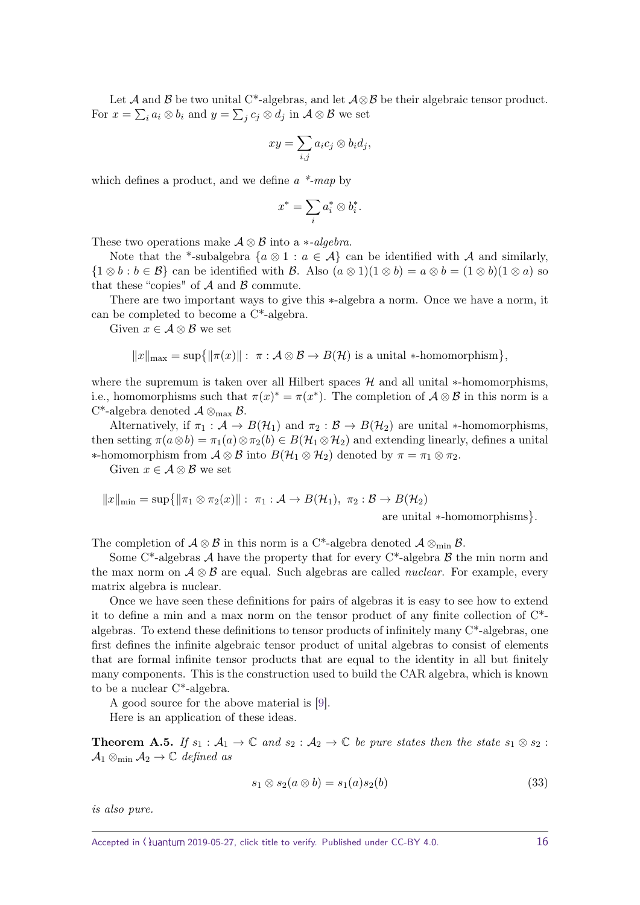Let $\mathcal{A}$ and $\mathcal{B}$ be two unital C*-algebras, and let $\mathcal{A} \otimes \mathcal{B}$ be their algebraic tensor product. For $x = \sum_i a_i \otimes b_i$ and $y = \sum_j c_j \otimes d_j$ in $\mathcal{A} \otimes \mathcal{B}$ we set

$$xy = \sum_{i,j} a_i c_j \otimes b_i d_j,$$

which defines a product, and we define *a \*-map* by

$$x^* = \sum_i a_i^* \otimes b_i^*.$$

These two operations make $\mathcal{A} \otimes \mathcal{B}$ into a *$*$-algebra*.

Note that the *-subalgebra $\{a \otimes 1 : a \in \mathcal{A}\}$ can be identified with $\mathcal{A}$ and similarly, $\{1 \otimes b : b \in \mathcal{B}\}$ can be identified with $\mathcal{B}$. Also $(a \otimes 1)(1 \otimes b) = a \otimes b = (1 \otimes b)(1 \otimes a)$ so that these "copies" of $\mathcal{A}$ and $\mathcal{B}$ commute.

There are two important ways to give this $*$-algebra a norm. Once we have a norm, it can be completed to become a C*-algebra.

Given $x \in \mathcal{A} \otimes \mathcal{B}$ we set

$$\|x\|_{\max} = \sup\{\|\pi(x)\| : \ \pi : \mathcal{A} \otimes \mathcal{B} \to B(\mathcal{H}) \text{ is a unital } *\text{-homomorphism}\},$$

where the supremum is taken over all Hilbert spaces $\mathcal{H}$ and all unital $*$-homomorphisms, i.e., homomorphisms such that $\pi(x)^* = \pi(x^*)$. The completion of $\mathcal{A} \otimes \mathcal{B}$ in this norm is a C*-algebra denoted $\mathcal{A} \otimes_{\max} \mathcal{B}$.

Alternatively, if $\pi_1 : \mathcal{A} \to B(\mathcal{H}_1)$ and $\pi_2 : \mathcal{B} \to B(\mathcal{H}_2)$ are unital $*$-homomorphisms, then setting $\pi(a \otimes b) = \pi_1(a) \otimes \pi_2(b) \in B(\mathcal{H}_1 \otimes \mathcal{H}_2)$ and extending linearly, defines a unital $*$-homomorphism from $\mathcal{A} \otimes \mathcal{B}$ into $B(\mathcal{H}_1 \otimes \mathcal{H}_2)$ denoted by $\pi = \pi_1 \otimes \pi_2$.

Given $x \in \mathcal{A} \otimes \mathcal{B}$ we set

$$\|x\|_{\min} = \sup\{\|\pi_1 \otimes \pi_2(x)\| : \ \pi_1 : \mathcal{A} \to B(\mathcal{H}_1), \ \pi_2 : \mathcal{B} \to B(\mathcal{H}_2) \text{ are unital } *\text{-homomorphisms}\}.$$

The completion of $\mathcal{A} \otimes \mathcal{B}$ in this norm is a C*-algebra denoted $\mathcal{A} \otimes_{\min} \mathcal{B}$.

Some C*-algebras $\mathcal{A}$ have the property that for every C*-algebra $\mathcal{B}$ the min norm and the max norm on $\mathcal{A} \otimes \mathcal{B}$ are equal. Such algebras are called *nuclear*. For example, every matrix algebra is nuclear.

Once we have seen these definitions for pairs of algebras it is easy to see how to extend it to define a min and a max norm on the tensor product of any finite collection of C*-algebras. To extend these definitions to tensor products of infinitely many C*-algebras, one first defines the infinite algebraic tensor product of unital algebras to consist of elements that are formal infinite tensor products that are equal to the identity in all but finitely many components. This is the construction used to build the CAR algebra, which is known to be a nuclear C*-algebra.

A good source for the above material is [9].

Here is an application of these ideas.

**Theorem A.5.** *If $s_1 : \mathcal{A}_1 \to \mathbb{C}$ and $s_2 : \mathcal{A}_2 \to \mathbb{C}$ be pure states then the state $s_1 \otimes s_2 : \mathcal{A}_1 \otimes_{\min} \mathcal{A}_2 \to \mathbb{C}$ defined as*

$$s_1 \otimes s_2(a \otimes b) = s_1(a)s_2(b) \tag{33}$$

*is also pure.*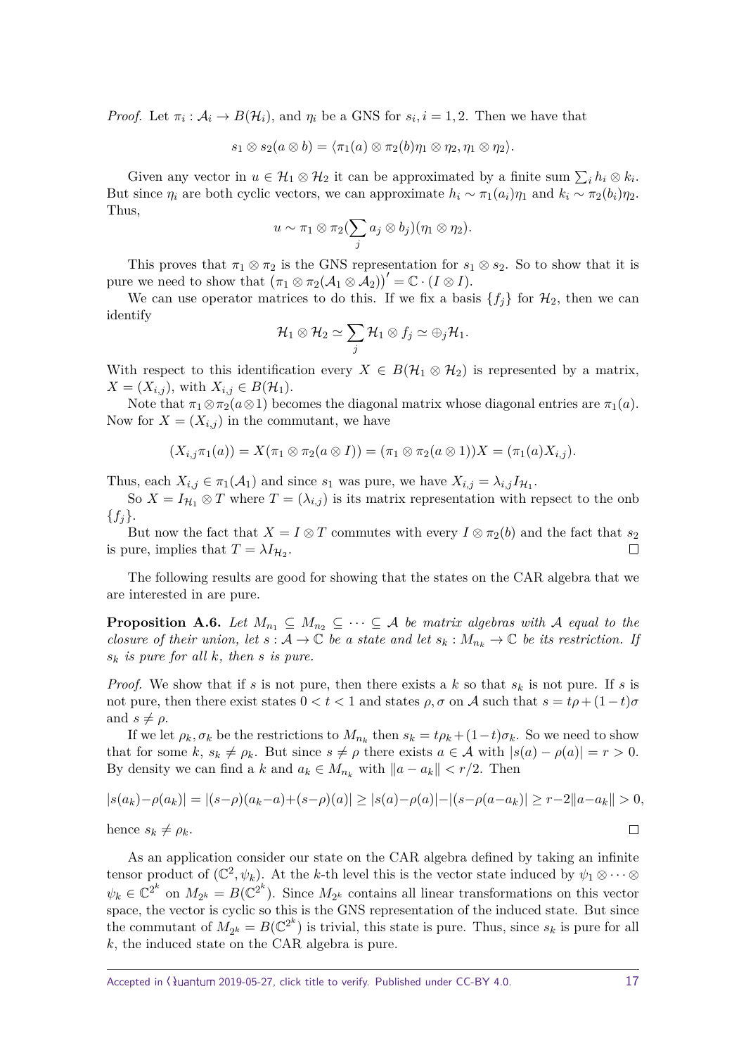*Proof.* Let $\pi_i : \mathcal{A}_i \to B(\mathcal{H}_i)$, and $\eta_i$ be a GNS for $s_i, i = 1, 2$. Then we have that

$$s_1 \otimes s_2(a \otimes b) = \langle \pi_1(a) \otimes \pi_2(b)\eta_1 \otimes \eta_2, \eta_1 \otimes \eta_2\rangle.$$

Given any vector in $u \in \mathcal{H}_1 \otimes \mathcal{H}_2$ it can be approximated by a finite sum $\sum_i h_i \otimes k_i$. But since $\eta_i$ are both cyclic vectors, we can approximate $h_i \sim \pi_1(a_i)\eta_1$ and $k_i \sim \pi_2(b_i)\eta_2$. Thus,

$$u \sim \pi_1 \otimes \pi_2(\sum_j a_j \otimes b_j)(\eta_1 \otimes \eta_2).$$

This proves that $\pi_1 \otimes \pi_2$ is the GNS representation for $s_1 \otimes s_2$. So to show that it is pure we need to show that $\big(\pi_1 \otimes \pi_2(\mathcal{A}_1 \otimes \mathcal{A}_2)\big)' = \mathbb{C} \cdot (I \otimes I)$.

We can use operator matrices to do this. If we fix a basis $\{f_j\}$ for $\mathcal{H}_2$, then we can identify

$$\mathcal{H}_1 \otimes \mathcal{H}_2 \simeq \sum_j \mathcal{H}_1 \otimes f_j \simeq \oplus_j \mathcal{H}_1.$$

With respect to this identification every $X \in B(\mathcal{H}_1 \otimes \mathcal{H}_2)$ is represented by a matrix, $X = (X_{i,j})$, with $X_{i,j} \in B(\mathcal{H}_1)$.

Note that $\pi_1 \otimes \pi_2(a \otimes 1)$ becomes the diagonal matrix whose diagonal entries are $\pi_1(a)$. Now for $X = (X_{i,j})$ in the commutant, we have

$$(X_{i,j}\pi_1(a)) = X(\pi_1 \otimes \pi_2(a \otimes I)) = (\pi_1 \otimes \pi_2(a \otimes 1))X = (\pi_1(a)X_{i,j}).$$

Thus, each $X_{i,j} \in \pi_1(\mathcal{A}_1)$ and since $s_1$ was pure, we have $X_{i,j} = \lambda_{i,j} I_{\mathcal{H}_1}$.

So $X = I_{\mathcal{H}_1} \otimes T$ where $T = (\lambda_{i,j})$ is its matrix representation with repsect to the onb $\{f_j\}$.

But now the fact that $X = I \otimes T$ commutes with every $I \otimes \pi_2(b)$ and the fact that $s_2$ is pure, implies that $T = \lambda I_{\mathcal{H}_2}$. ∎

The following results are good for showing that the states on the CAR algebra that we are interested in are pure.

**Proposition A.6.** *Let $M_{n_1} \subseteq M_{n_2} \subseteq \cdots \subseteq \mathcal{A}$ be matrix algebras with $\mathcal{A}$ equal to the closure of their union, let $s : \mathcal{A} \to \mathbb{C}$ be a state and let $s_k : M_{n_k} \to \mathbb{C}$ be its restriction. If $s_k$ is pure for all $k$, then $s$ is pure.*

*Proof.* We show that if $s$ is not pure, then there exists a $k$ so that $s_k$ is not pure. If $s$ is not pure, then there exist states $0 < t < 1$ and states $\rho, \sigma$ on $\mathcal{A}$ such that $s = t\rho + (1-t)\sigma$ and $s \neq \rho$.

If we let $\rho_k, \sigma_k$ be the restrictions to $M_{n_k}$ then $s_k = t\rho_k + (1-t)\sigma_k$. So we need to show that for some $k$, $s_k \neq \rho_k$. But since $s \neq \rho$ there exists $a \in \mathcal{A}$ with $|s(a) - \rho(a)| = r > 0$. By density we can find a $k$ and $a_k \in M_{n_k}$ with $\|a - a_k\| < r/2$. Then

$$|s(a_k)-\rho(a_k)| = |(s-\rho)(a_k-a)+(s-\rho)(a)| \geq |s(a)-\rho(a)|-|(s-\rho(a-a_k)| \geq r-2\|a-a_k\| > 0,$$

hence $s_k \neq \rho_k$. ∎

As an application consider our state on the CAR algebra defined by taking an infinite tensor product of $(\mathbb{C}^2, \psi_k)$. At the $k$-th level this is the vector state induced by $\psi_1 \otimes \cdots \otimes \psi_k \in \mathbb{C}^{2^k}$ on $M_{2^k} = B(\mathbb{C}^{2^k})$. Since $M_{2^k}$ contains all linear transformations on this vector space, the vector is cyclic so this is the GNS representation of the induced state. But since the commutant of $M_{2^k} = B(\mathbb{C}^{2^k})$ is trivial, this state is pure. Thus, since $s_k$ is pure for all $k$, the induced state on the CAR algebra is pure.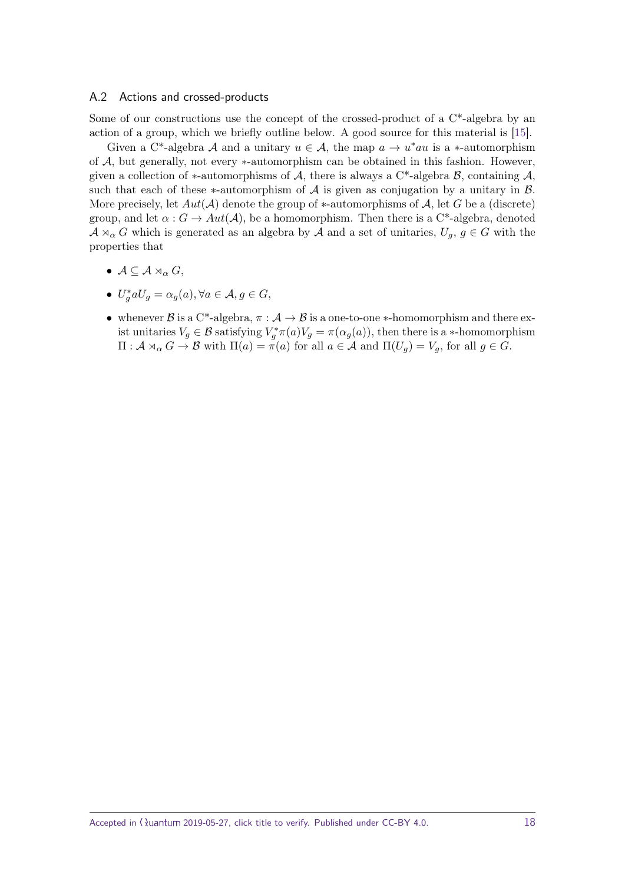### A.2 Actions and crossed-products

Some of our constructions use the concept of the crossed-product of a C*-algebra by an action of a group, which we briefly outline below. A good source for this material is [15].

Given a C*-algebra $\mathcal{A}$ and a unitary $u \in \mathcal{A}$, the map $a \to u^*au$ is a $*$-automorphism of $\mathcal{A}$, but generally, not every $*$-automorphism can be obtained in this fashion. However, given a collection of $*$-automorphisms of $\mathcal{A}$, there is always a C*-algebra $\mathcal{B}$, containing $\mathcal{A}$, such that each of these $*$-automorphism of $\mathcal{A}$ is given as conjugation by a unitary in $\mathcal{B}$. More precisely, let $Aut(\mathcal{A})$ denote the group of $*$-automorphisms of $\mathcal{A}$, let $G$ be a (discrete) group, and let $\alpha : G \to Aut(\mathcal{A})$, be a homomorphism. Then there is a C*-algebra, denoted $\mathcal{A} \rtimes_\alpha G$ which is generated as an algebra by $\mathcal{A}$ and a set of unitaries, $U_g$, $g \in G$ with the properties that

- $\mathcal{A} \subseteq \mathcal{A} \rtimes_\alpha G$,
- $U_g^* a U_g = \alpha_g(a), \forall a \in \mathcal{A}, g \in G$,
- whenever $\mathcal{B}$ is a C*-algebra, $\pi : \mathcal{A} \to \mathcal{B}$ is a one-to-one $*$-homomorphism and there exist unitaries $V_g \in \mathcal{B}$ satisfying $V_g^* \pi(a) V_g = \pi(\alpha_g(a))$, then there is a $*$-homomorphism $\Pi : \mathcal{A} \rtimes_\alpha G \to \mathcal{B}$ with $\Pi(a) = \pi(a)$ for all $a \in \mathcal{A}$ and $\Pi(U_g) = V_g$, for all $g \in G$.